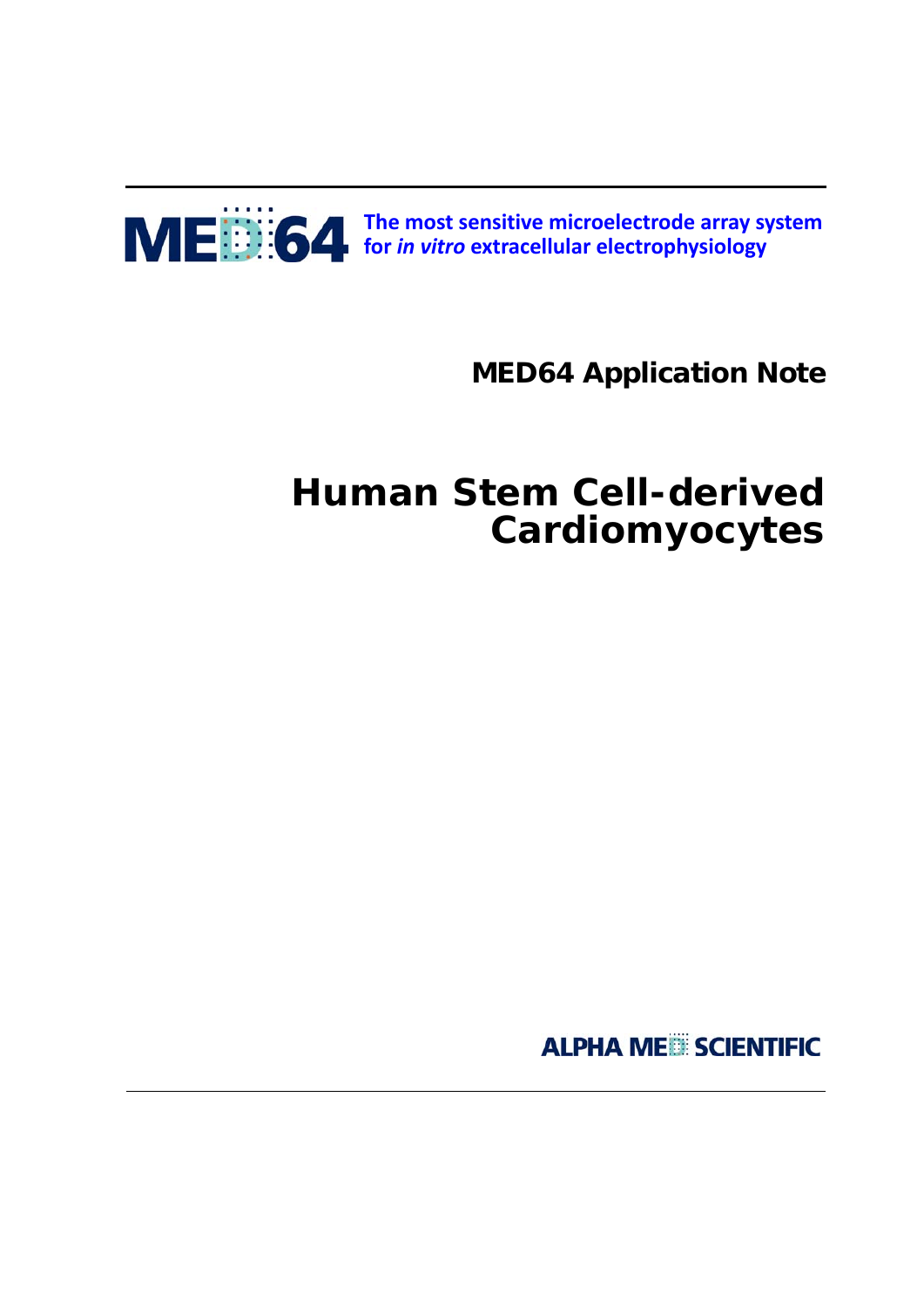MED64

The most sensitive microelectrode array system for *in vitro* extracellular electrophysiology

**MED64 Application Note**

# Human Stem Cell-derived Cardiomyocytes

ALPHA MED SCIENTIFIC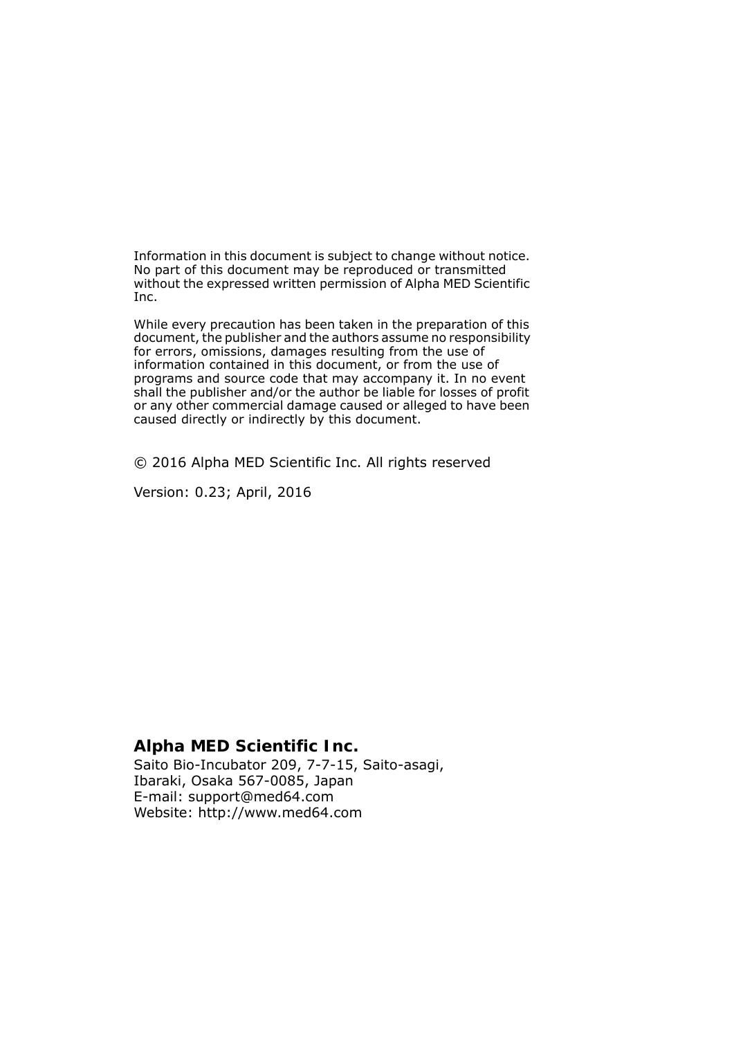Information in this document is subject to change without notice. No part of this document may be reproduced or transmitted without the expressed written permission of Alpha MED Scientific Inc.

While every precaution has been taken in the preparation of this document, the publisher and the authors assume no responsibility for errors, omissions, damages resulting from the use of information contained in this document, or from the use of programs and source code that may accompany it. In no event shall the publisher and/or the author be liable for losses of profit or any other commercial damage caused or alleged to have been caused directly or indirectly by this document.

© 2016 Alpha MED Scientific Inc. All rights reserved

Version: 0.23; April, 2016

**Alpha MED Scientific Inc.**
Saito Bio-Incubator 209, 7-7-15, Saito-asagi,
Ibaraki, Osaka 567-0085, Japan
E-mail: support@med64.com
Website: http://www.med64.com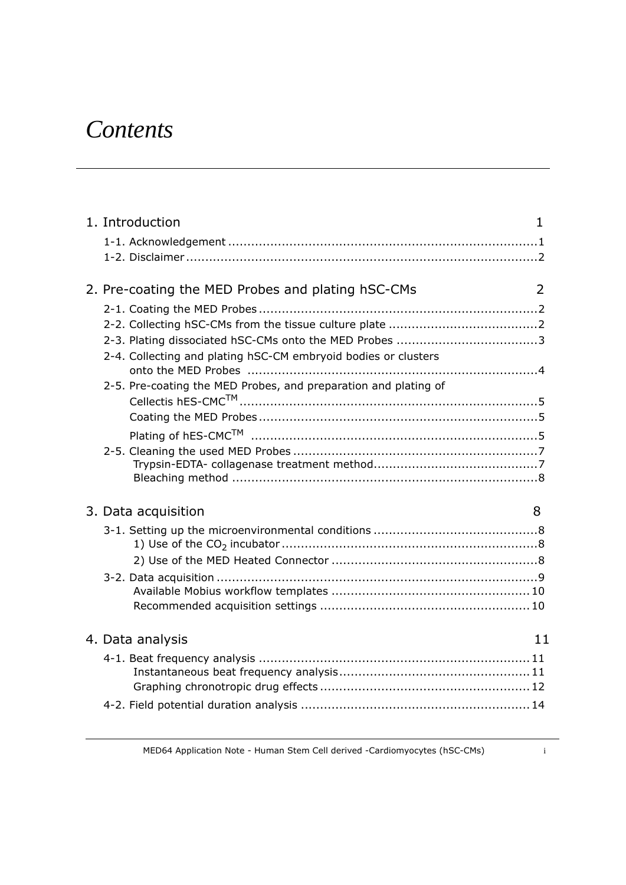# Contents

1. Introduction 1

- 1-1. Acknowledgement ................................................................................1
- 1-2. Disclaimer ..........................................................................................2

2. Pre-coating the MED Probes and plating hSC-CMs 2

- 2-1. Coating the MED Probes ........................................................................2
- 2-2. Collecting hSC-CMs from the tissue culture plate .......................................2
- 2-3. Plating dissociated hSC-CMs onto the MED Probes .....................................3
- 2-4. Collecting and plating hSC-CM embryoid bodies or clusters onto the MED Probes ...........................................................................4
- 2-5. Pre-coating the MED Probes, and preparation and plating of Cellectis hES-CMC™ .............................................................................5
  - Coating the MED Probes ........................................................................5
  - Plating of hES-CMC™ ...........................................................................5
- 2-5. Cleaning the used MED Probes ...............................................................7
  - Trypsin-EDTA- collagenase treatment method..........................................7
  - Bleaching method ...............................................................................8

3. Data acquisition 8

- 3-1. Setting up the microenvironmental conditions ..........................................8
  - 1) Use of the $CO_2$ incubator ..................................................................8
  - 2) Use of the MED Heated Connector .....................................................8
- 3-2. Data acquisition ...................................................................................9
  - Available Mobius workflow templates ...................................................10
  - Recommended acquisition settings ......................................................10

4. Data analysis 11

- 4-1. Beat frequency analysis ......................................................................11
  - Instantaneous beat frequency analysis.................................................11
  - Graphing chronotropic drug effects ......................................................12
- 4-2. Field potential duration analysis ...........................................................14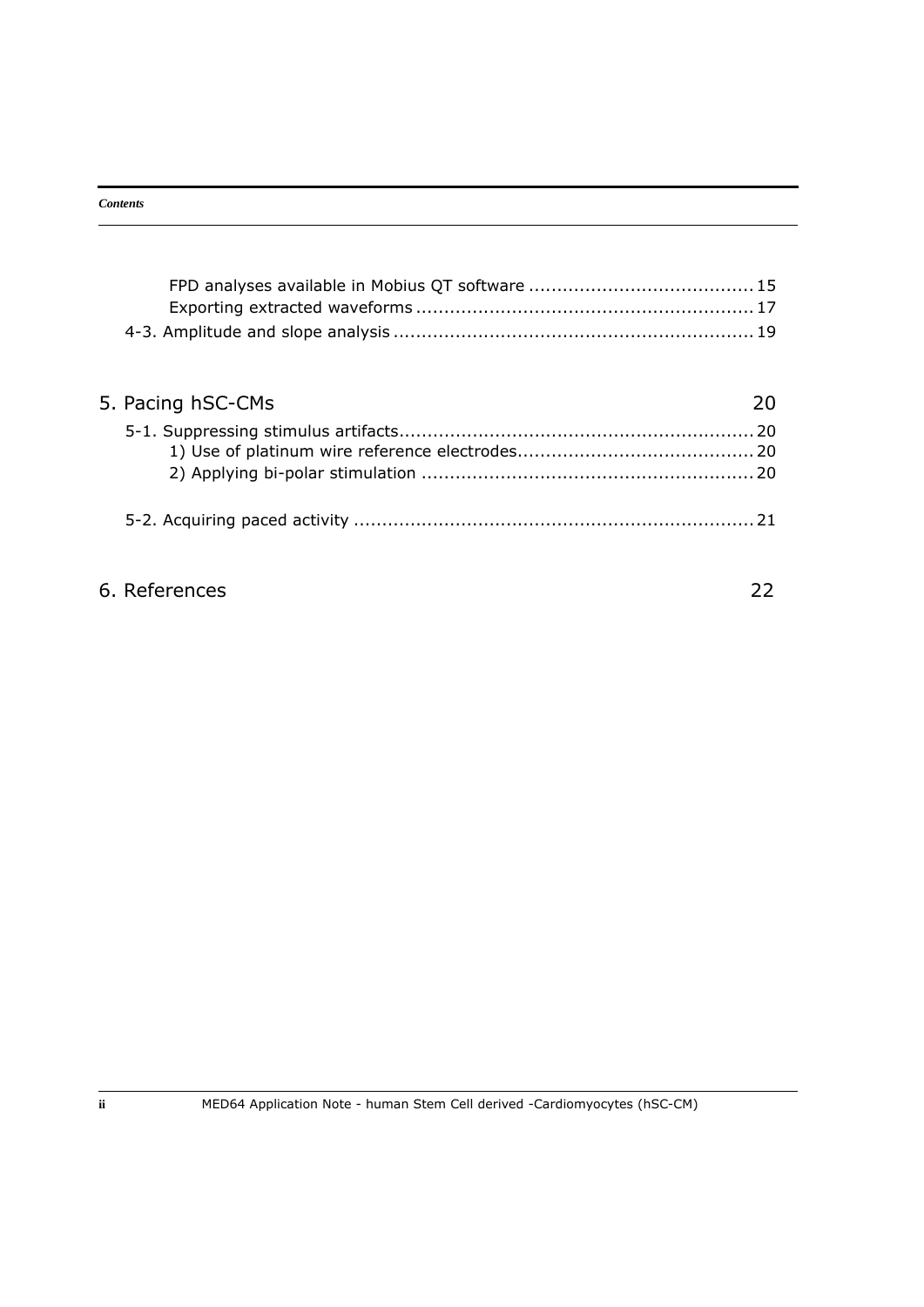FPD analyses available in Mobius QT software ........................................ 15
Exporting extracted waveforms ........................................................... 17
4-3. Amplitude and slope analysis ................................................................ 19

5. Pacing hSC-CMs 20

5-1. Suppressing stimulus artifacts.............................................................. 20
1) Use of platinum wire reference electrodes.......................................... 20
2) Applying bi-polar stimulation ........................................................... 20

5-2. Acquiring paced activity ...................................................................... 21

6. References 22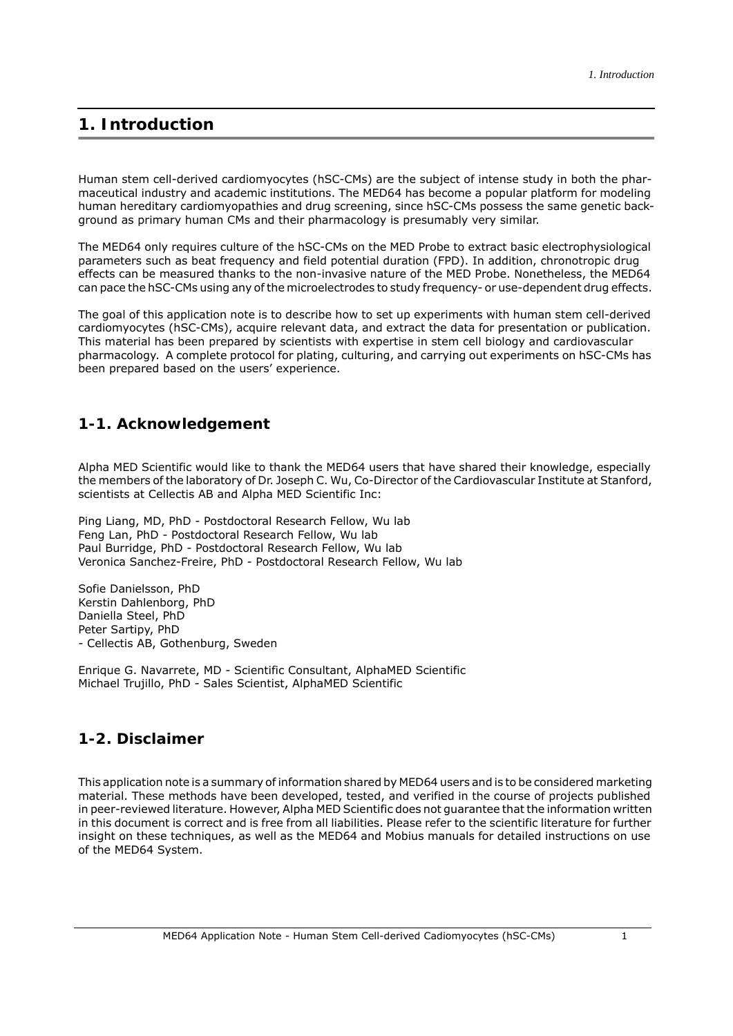# 1. Introduction

Human stem cell-derived cardiomyocytes (hSC-CMs) are the subject of intense study in both the pharmaceutical industry and academic institutions. The MED64 has become a popular platform for modeling human hereditary cardiomyopathies and drug screening, since hSC-CMs possess the same genetic background as primary human CMs and their pharmacology is presumably very similar.

The MED64 only requires culture of the hSC-CMs on the MED Probe to extract basic electrophysiological parameters such as beat frequency and field potential duration (FPD). In addition, chronotropic drug effects can be measured thanks to the non-invasive nature of the MED Probe. Nonetheless, the MED64 can pace the hSC-CMs using any of the microelectrodes to study frequency- or use-dependent drug effects.

The goal of this application note is to describe how to set up experiments with human stem cell-derived cardiomyocytes (hSC-CMs), acquire relevant data, and extract the data for presentation or publication. This material has been prepared by scientists with expertise in stem cell biology and cardiovascular pharmacology. A complete protocol for plating, culturing, and carrying out experiments on hSC-CMs has been prepared based on the users' experience.

## 1-1. Acknowledgement

Alpha MED Scientific would like to thank the MED64 users that have shared their knowledge, especially the members of the laboratory of Dr. Joseph C. Wu, Co-Director of the Cardiovascular Institute at Stanford, scientists at Cellectis AB and Alpha MED Scientific Inc:

Ping Liang, MD, PhD - Postdoctoral Research Fellow, Wu lab
Feng Lan, PhD - Postdoctoral Research Fellow, Wu lab
Paul Burridge, PhD - Postdoctoral Research Fellow, Wu lab
Veronica Sanchez-Freire, PhD - Postdoctoral Research Fellow, Wu lab

Sofie Danielsson, PhD
Kerstin Dahlenborg, PhD
Daniella Steel, PhD
Peter Sartipy, PhD
- Cellectis AB, Gothenburg, Sweden

Enrique G. Navarrete, MD - Scientific Consultant, AlphaMED Scientific
Michael Trujillo, PhD - Sales Scientist, AlphaMED Scientific

## 1-2. Disclaimer

This application note is a summary of information shared by MED64 users and is to be considered marketing material. These methods have been developed, tested, and verified in the course of projects published in peer-reviewed literature. However, Alpha MED Scientific does not guarantee that the information written in this document is correct and is free from all liabilities. Please refer to the scientific literature for further insight on these techniques, as well as the MED64 and Mobius manuals for detailed instructions on use of the MED64 System.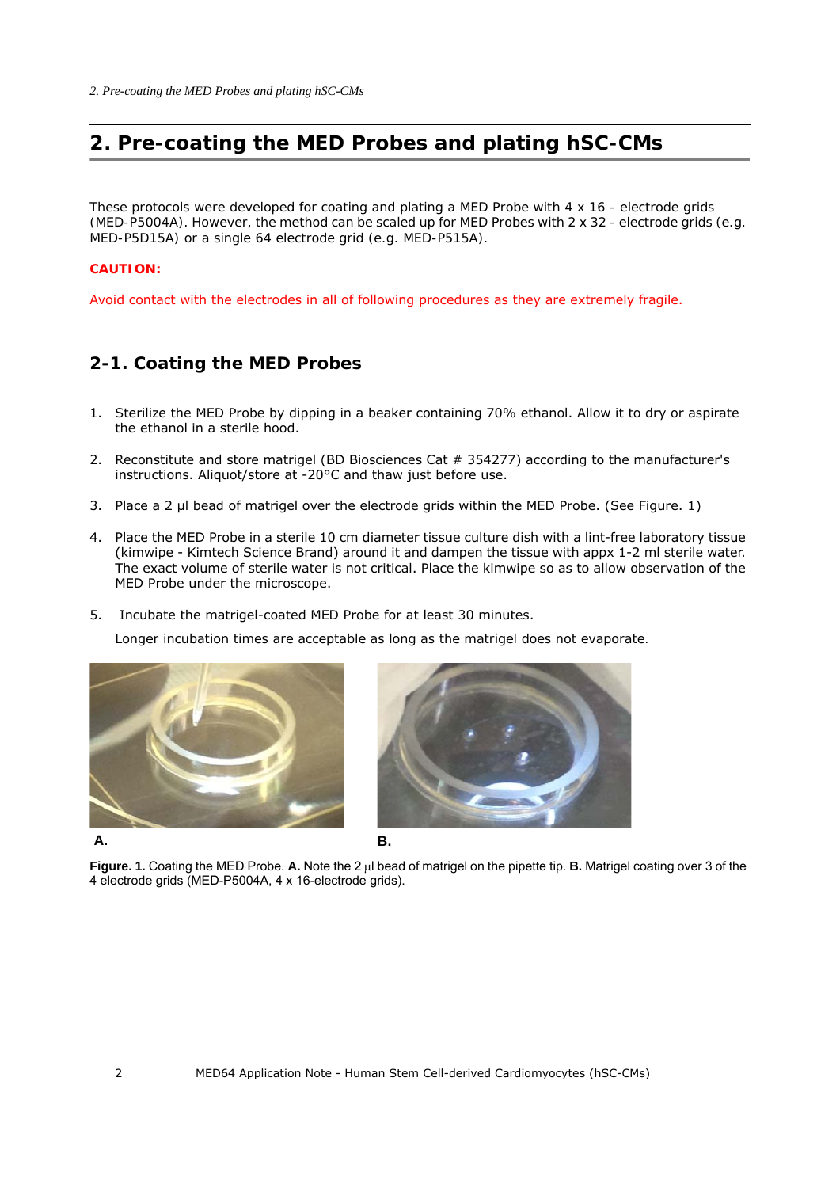## 2. Pre-coating the MED Probes and plating hSC-CMs

These protocols were developed for coating and plating a MED Probe with 4 x 16 - electrode grids (MED-P5004A). However, the method can be scaled up for MED Probes with 2 x 32 - electrode grids (e.g. MED-P5D15A) or a single 64 electrode grid (e.g. MED-P515A).

**CAUTION:**

Avoid contact with the electrodes in all of following procedures as they are extremely fragile.

### 2-1. Coating the MED Probes

1. Sterilize the MED Probe by dipping in a beaker containing 70% ethanol. Allow it to dry or aspirate the ethanol in a sterile hood.
2. Reconstitute and store matrigel (BD Biosciences Cat # 354277) according to the manufacturer's instructions. Aliquot/store at -20°C and thaw just before use.
3. Place a 2 µl bead of matrigel over the electrode grids within the MED Probe. (See Figure. 1)
4. Place the MED Probe in a sterile 10 cm diameter tissue culture dish with a lint-free laboratory tissue (kimwipe - Kimtech Science Brand) around it and dampen the tissue with appx 1-2 ml sterile water. The exact volume of sterile water is not critical. Place the kimwipe so as to allow observation of the MED Probe under the microscope.
5. Incubate the matrigel-coated MED Probe for at least 30 minutes.

   Longer incubation times are acceptable as long as the matrigel does not evaporate.

A.

B.

**Figure. 1.** Coating the MED Probe. **A.** Note the 2 µl bead of matrigel on the pipette tip. **B.** Matrigel coating over 3 of the 4 electrode grids (MED-P5004A, 4 x 16-electrode grids).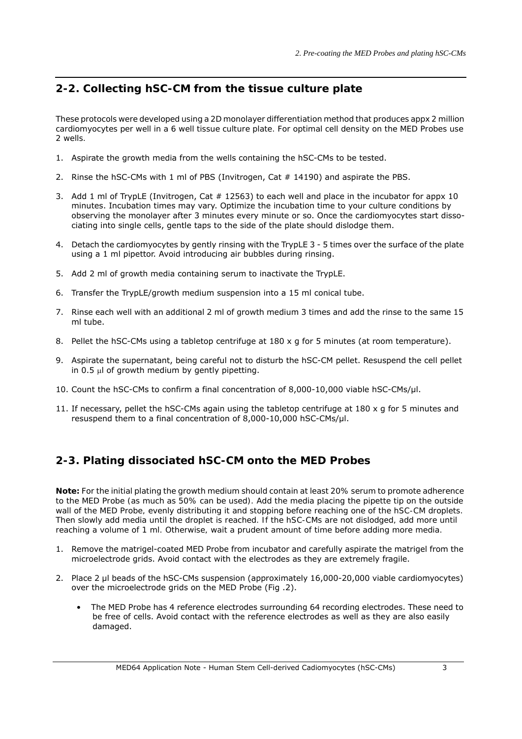## 2-2. Collecting hSC-CM from the tissue culture plate

These protocols were developed using a 2D monolayer differentiation method that produces appx 2 million cardiomyocytes per well in a 6 well tissue culture plate. For optimal cell density on the MED Probes use 2 wells.

1. Aspirate the growth media from the wells containing the hSC-CMs to be tested.
2. Rinse the hSC-CMs with 1 ml of PBS (Invitrogen, Cat # 14190) and aspirate the PBS.
3. Add 1 ml of TrypLE (Invitrogen, Cat # 12563) to each well and place in the incubator for appx 10 minutes. Incubation times may vary. Optimize the incubation time to your culture conditions by observing the monolayer after 3 minutes every minute or so. Once the cardiomyocytes start dissociating into single cells, gentle taps to the side of the plate should dislodge them.
4. Detach the cardiomyocytes by gently rinsing with the TrypLE 3 - 5 times over the surface of the plate using a 1 ml pipettor. Avoid introducing air bubbles during rinsing.
5. Add 2 ml of growth media containing serum to inactivate the TrypLE.
6. Transfer the TrypLE/growth medium suspension into a 15 ml conical tube.
7. Rinse each well with an additional 2 ml of growth medium 3 times and add the rinse to the same 15 ml tube.
8. Pellet the hSC-CMs using a tabletop centrifuge at 180 x g for 5 minutes (at room temperature).
9. Aspirate the supernatant, being careful not to disturb the hSC-CM pellet. Resuspend the cell pellet in 0.5 μl of growth medium by gently pipetting.
10. Count the hSC-CMs to confirm a final concentration of 8,000-10,000 viable hSC-CMs/μl.
11. If necessary, pellet the hSC-CMs again using the tabletop centrifuge at 180 x g for 5 minutes and resuspend them to a final concentration of 8,000-10,000 hSC-CMs/μl.

## 2-3. Plating dissociated hSC-CM onto the MED Probes

**Note:** For the initial plating the growth medium should contain at least 20% serum to promote adherence to the MED Probe (as much as 50% can be used). Add the media placing the pipette tip on the outside wall of the MED Probe, evenly distributing it and stopping before reaching one of the hSC-CM droplets. Then slowly add media until the droplet is reached. If the hSC-CMs are not dislodged, add more until reaching a volume of 1 ml. Otherwise, wait a prudent amount of time before adding more media.

1. Remove the matrigel-coated MED Probe from incubator and carefully aspirate the matrigel from the microelectrode grids. Avoid contact with the electrodes as they are extremely fragile.
2. Place 2 μl beads of the hSC-CMs suspension (approximately 16,000-20,000 viable cardiomyocytes) over the microelectrode grids on the MED Probe (Fig .2).
   - The MED Probe has 4 reference electrodes surrounding 64 recording electrodes. These need to be free of cells. Avoid contact with the reference electrodes as well as they are also easily damaged.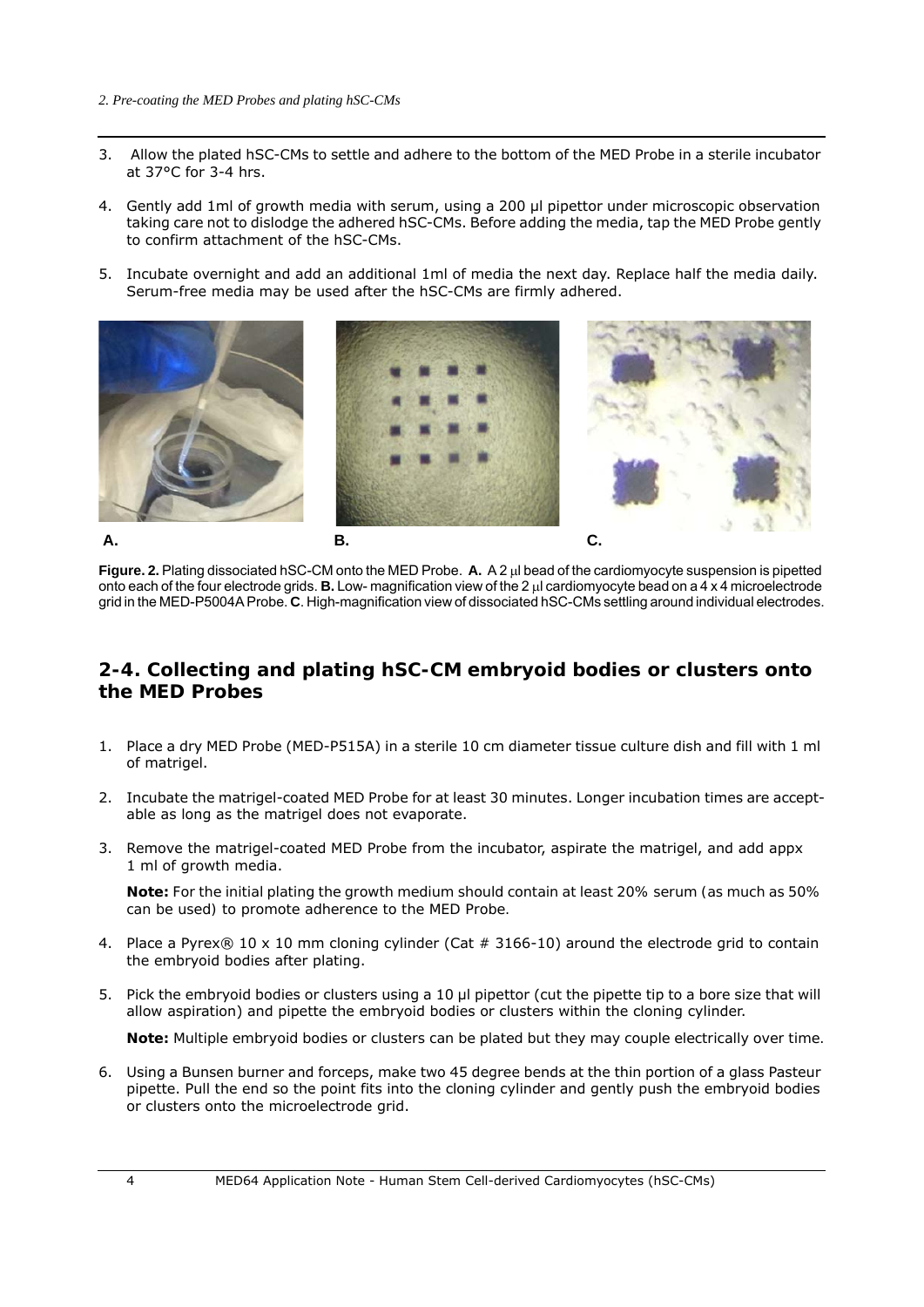3. Allow the plated hSC-CMs to settle and adhere to the bottom of the MED Probe in a sterile incubator at 37°C for 3-4 hrs.

4. Gently add 1ml of growth media with serum, using a 200 µl pipettor under microscopic observation taking care not to dislodge the adhered hSC-CMs. Before adding the media, tap the MED Probe gently to confirm attachment of the hSC-CMs.

5. Incubate overnight and add an additional 1ml of media the next day. Replace half the media daily. Serum-free media may be used after the hSC-CMs are firmly adhered.

A. B. C.

**Figure. 2.** Plating dissociated hSC-CM onto the MED Probe. **A.** A 2 µl bead of the cardiomyocyte suspension is pipetted onto each of the four electrode grids. **B.** Low- magnification view of the 2 µl cardiomyocyte bead on a 4 x 4 microelectrode grid in the MED-P5004A Probe. **C**. High-magnification view of dissociated hSC-CMs settling around individual electrodes.

## 2-4. Collecting and plating hSC-CM embryoid bodies or clusters onto the MED Probes

1. Place a dry MED Probe (MED-P515A) in a sterile 10 cm diameter tissue culture dish and fill with 1 ml of matrigel.

2. Incubate the matrigel-coated MED Probe for at least 30 minutes. Longer incubation times are acceptable as long as the matrigel does not evaporate.

3. Remove the matrigel-coated MED Probe from the incubator, aspirate the matrigel, and add appx 1 ml of growth media.

   **Note:** For the initial plating the growth medium should contain at least 20% serum (as much as 50% can be used) to promote adherence to the MED Probe.

4. Place a Pyrex® 10 x 10 mm cloning cylinder (Cat # 3166-10) around the electrode grid to contain the embryoid bodies after plating.

5. Pick the embryoid bodies or clusters using a 10 µl pipettor (cut the pipette tip to a bore size that will allow aspiration) and pipette the embryoid bodies or clusters within the cloning cylinder.

   **Note:** Multiple embryoid bodies or clusters can be plated but they may couple electrically over time.

6. Using a Bunsen burner and forceps, make two 45 degree bends at the thin portion of a glass Pasteur pipette. Pull the end so the point fits into the cloning cylinder and gently push the embryoid bodies or clusters onto the microelectrode grid.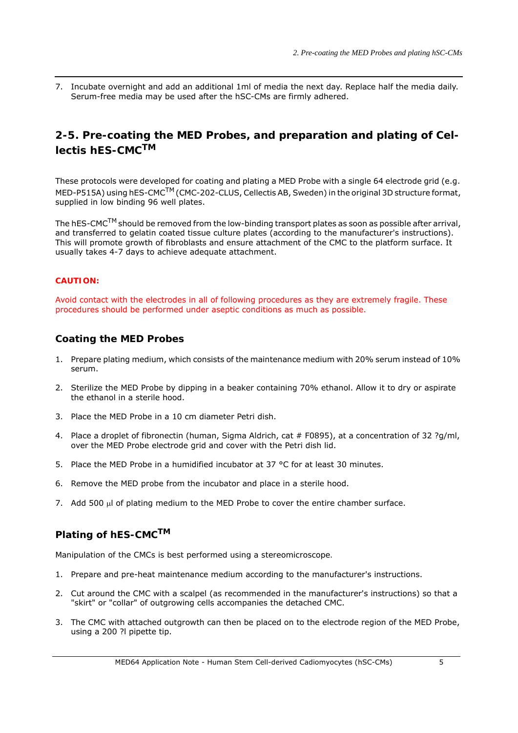7. Incubate overnight and add an additional 1ml of media the next day. Replace half the media daily. Serum-free media may be used after the hSC-CMs are firmly adhered.

## 2-5. Pre-coating the MED Probes, and preparation and plating of Cellectis hES-CMC™

These protocols were developed for coating and plating a MED Probe with a single 64 electrode grid (e.g. MED-P515A) using hES-CMC™ (CMC-202-CLUS, Cellectis AB, Sweden) in the original 3D structure format, supplied in low binding 96 well plates.

The hES-CMC™ should be removed from the low-binding transport plates as soon as possible after arrival, and transferred to gelatin coated tissue culture plates (according to the manufacturer's instructions). This will promote growth of fibroblasts and ensure attachment of the CMC to the platform surface. It usually takes 4-7 days to achieve adequate attachment.

**CAUTION:**

Avoid contact with the electrodes in all of following procedures as they are extremely fragile. These procedures should be performed under aseptic conditions as much as possible.

### Coating the MED Probes

1. Prepare plating medium, which consists of the maintenance medium with 20% serum instead of 10% serum.
2. Sterilize the MED Probe by dipping in a beaker containing 70% ethanol. Allow it to dry or aspirate the ethanol in a sterile hood.
3. Place the MED Probe in a 10 cm diameter Petri dish.
4. Place a droplet of fibronectin (human, Sigma Aldrich, cat # F0895), at a concentration of 32 ?g/ml, over the MED Probe electrode grid and cover with the Petri dish lid.
5. Place the MED Probe in a humidified incubator at 37 °C for at least 30 minutes.
6. Remove the MED probe from the incubator and place in a sterile hood.
7. Add 500 μl of plating medium to the MED Probe to cover the entire chamber surface.

### Plating of hES-CMC™

Manipulation of the CMCs is best performed using a stereomicroscope.

1. Prepare and pre-heat maintenance medium according to the manufacturer's instructions.
2. Cut around the CMC with a scalpel (as recommended in the manufacturer's instructions) so that a "skirt" or "collar" of outgrowing cells accompanies the detached CMC.
3. The CMC with attached outgrowth can then be placed on to the electrode region of the MED Probe, using a 200 ?l pipette tip.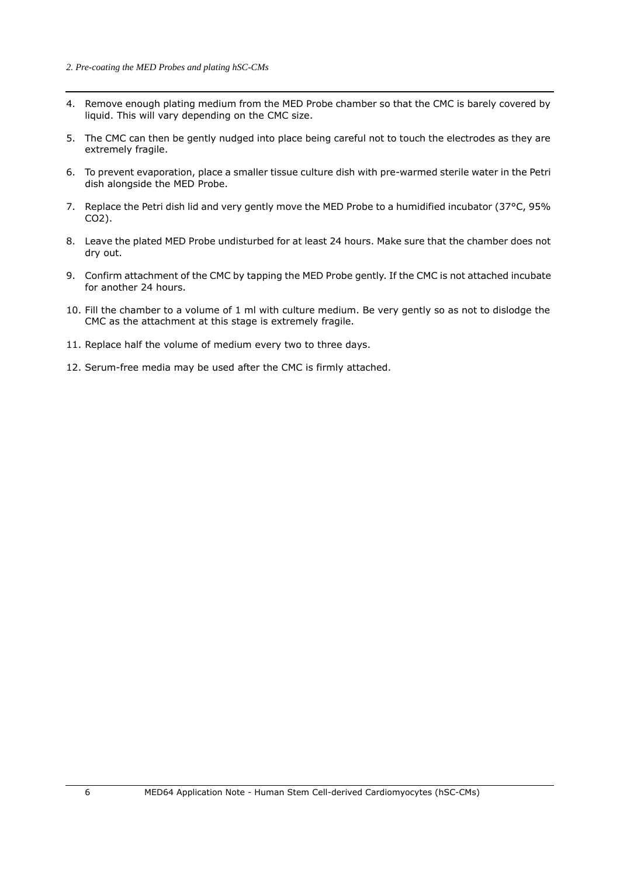4. Remove enough plating medium from the MED Probe chamber so that the CMC is barely covered by liquid. This will vary depending on the CMC size.

5. The CMC can then be gently nudged into place being careful not to touch the electrodes as they are extremely fragile.

6. To prevent evaporation, place a smaller tissue culture dish with pre-warmed sterile water in the Petri dish alongside the MED Probe.

7. Replace the Petri dish lid and very gently move the MED Probe to a humidified incubator (37°C, 95% $CO_2$).

8. Leave the plated MED Probe undisturbed for at least 24 hours. Make sure that the chamber does not dry out.

9. Confirm attachment of the CMC by tapping the MED Probe gently. If the CMC is not attached incubate for another 24 hours.

10. Fill the chamber to a volume of 1 ml with culture medium. Be very gently so as not to dislodge the CMC as the attachment at this stage is extremely fragile.

11. Replace half the volume of medium every two to three days.

12. Serum-free media may be used after the CMC is firmly attached.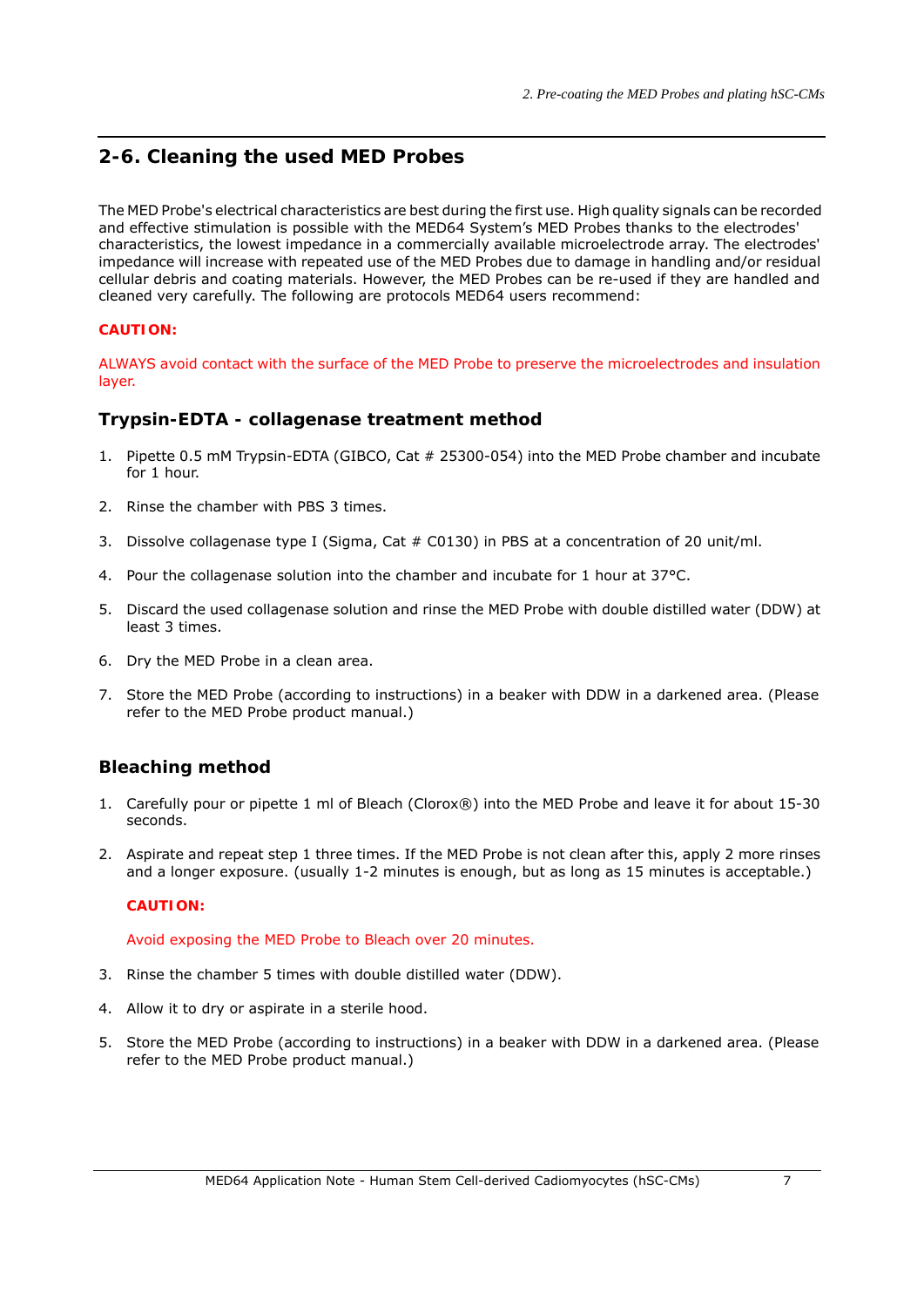## 2-6. Cleaning the used MED Probes

The MED Probe's electrical characteristics are best during the first use. High quality signals can be recorded and effective stimulation is possible with the MED64 System's MED Probes thanks to the electrodes' characteristics, the lowest impedance in a commercially available microelectrode array. The electrodes' impedance will increase with repeated use of the MED Probes due to damage in handling and/or residual cellular debris and coating materials. However, the MED Probes can be re-used if they are handled and cleaned very carefully. The following are protocols MED64 users recommend:

**CAUTION:**

ALWAYS avoid contact with the surface of the MED Probe to preserve the microelectrodes and insulation layer.

### Trypsin-EDTA - collagenase treatment method

1. Pipette 0.5 mM Trypsin-EDTA (GIBCO, Cat # 25300-054) into the MED Probe chamber and incubate for 1 hour.
2. Rinse the chamber with PBS 3 times.
3. Dissolve collagenase type I (Sigma, Cat # C0130) in PBS at a concentration of 20 unit/ml.
4. Pour the collagenase solution into the chamber and incubate for 1 hour at 37°C.
5. Discard the used collagenase solution and rinse the MED Probe with double distilled water (DDW) at least 3 times.
6. Dry the MED Probe in a clean area.
7. Store the MED Probe (according to instructions) in a beaker with DDW in a darkened area. (Please refer to the MED Probe product manual.)

### Bleaching method

1. Carefully pour or pipette 1 ml of Bleach (Clorox®) into the MED Probe and leave it for about 15-30 seconds.
2. Aspirate and repeat step 1 three times. If the MED Probe is not clean after this, apply 2 more rinses and a longer exposure. (usually 1-2 minutes is enough, but as long as 15 minutes is acceptable.)

   **CAUTION:**

   Avoid exposing the MED Probe to Bleach over 20 minutes.

3. Rinse the chamber 5 times with double distilled water (DDW).
4. Allow it to dry or aspirate in a sterile hood.
5. Store the MED Probe (according to instructions) in a beaker with DDW in a darkened area. (Please refer to the MED Probe product manual.)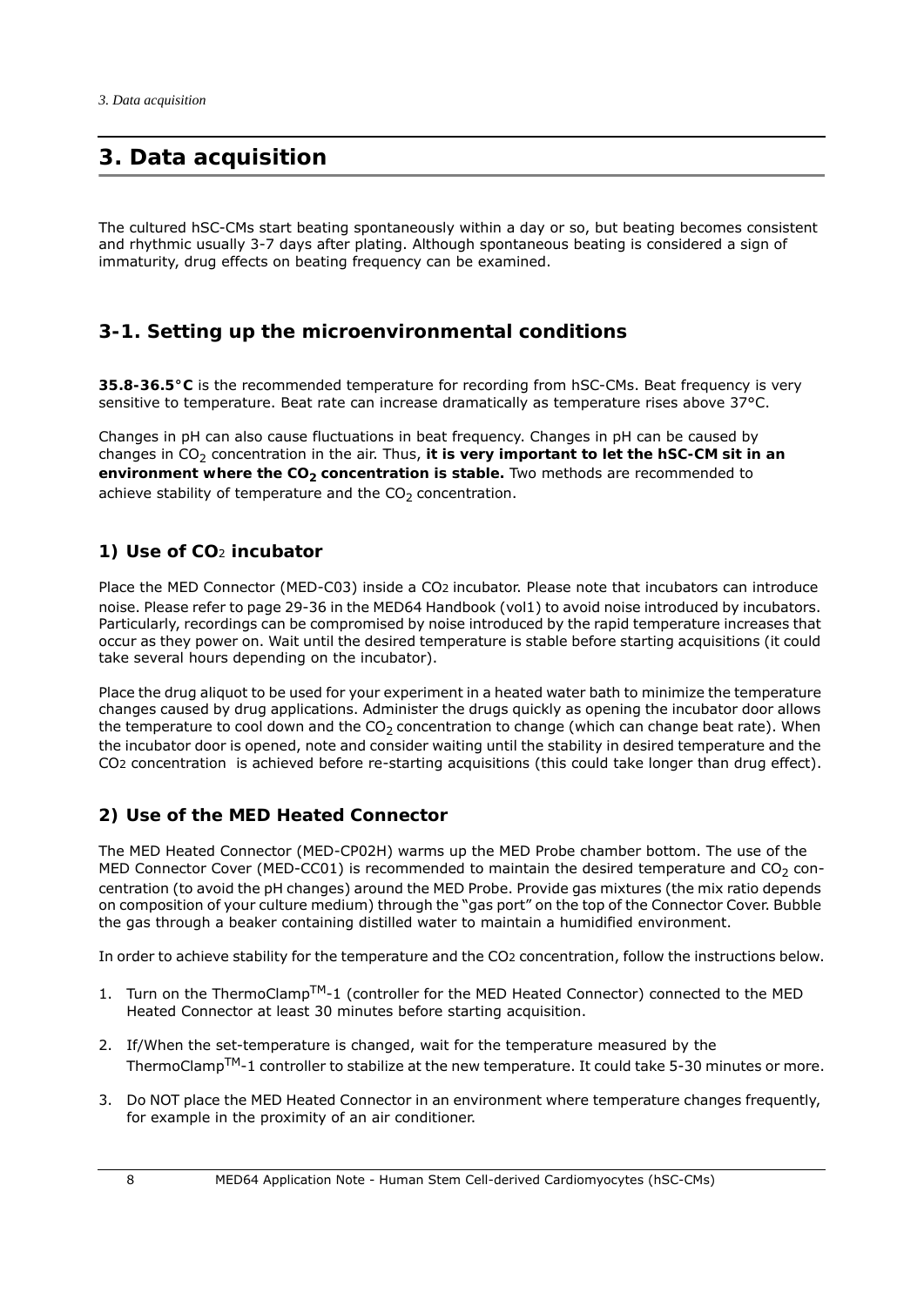# 3. Data acquisition

The cultured hSC-CMs start beating spontaneously within a day or so, but beating becomes consistent and rhythmic usually 3-7 days after plating. Although spontaneous beating is considered a sign of immaturity, drug effects on beating frequency can be examined.

## 3-1. Setting up the microenvironmental conditions

**35.8-36.5°C** is the recommended temperature for recording from hSC-CMs. Beat frequency is very sensitive to temperature. Beat rate can increase dramatically as temperature rises above 37°C.

Changes in pH can also cause fluctuations in beat frequency. Changes in pH can be caused by changes in $CO_2$ concentration in the air. Thus, **it is very important to let the hSC-CM sit in an environment where the $CO_2$ concentration is stable.** Two methods are recommended to achieve stability of temperature and the $CO_2$ concentration.

### 1) Use of $CO_2$ incubator

Place the MED Connector (MED-C03) inside a $CO_2$ incubator. Please note that incubators can introduce noise. Please refer to page 29-36 in the MED64 Handbook (vol1) to avoid noise introduced by incubators. Particularly, recordings can be compromised by noise introduced by the rapid temperature increases that occur as they power on. Wait until the desired temperature is stable before starting acquisitions (it could take several hours depending on the incubator).

Place the drug aliquot to be used for your experiment in a heated water bath to minimize the temperature changes caused by drug applications. Administer the drugs quickly as opening the incubator door allows the temperature to cool down and the $CO_2$ concentration to change (which can change beat rate). When the incubator door is opened, note and consider waiting until the stability in desired temperature and the $CO_2$ concentration is achieved before re-starting acquisitions (this could take longer than drug effect).

### 2) Use of the MED Heated Connector

The MED Heated Connector (MED-CP02H) warms up the MED Probe chamber bottom. The use of the MED Connector Cover (MED-CC01) is recommended to maintain the desired temperature and $CO_2$ concentration (to avoid the pH changes) around the MED Probe. Provide gas mixtures (the mix ratio depends on composition of your culture medium) through the "gas port" on the top of the Connector Cover. Bubble the gas through a beaker containing distilled water to maintain a humidified environment.

In order to achieve stability for the temperature and the $CO_2$ concentration, follow the instructions below.

1. Turn on the ThermoClamp™-1 (controller for the MED Heated Connector) connected to the MED Heated Connector at least 30 minutes before starting acquisition.
2. If/When the set-temperature is changed, wait for the temperature measured by the ThermoClamp™-1 controller to stabilize at the new temperature. It could take 5-30 minutes or more.
3. Do NOT place the MED Heated Connector in an environment where temperature changes frequently, for example in the proximity of an air conditioner.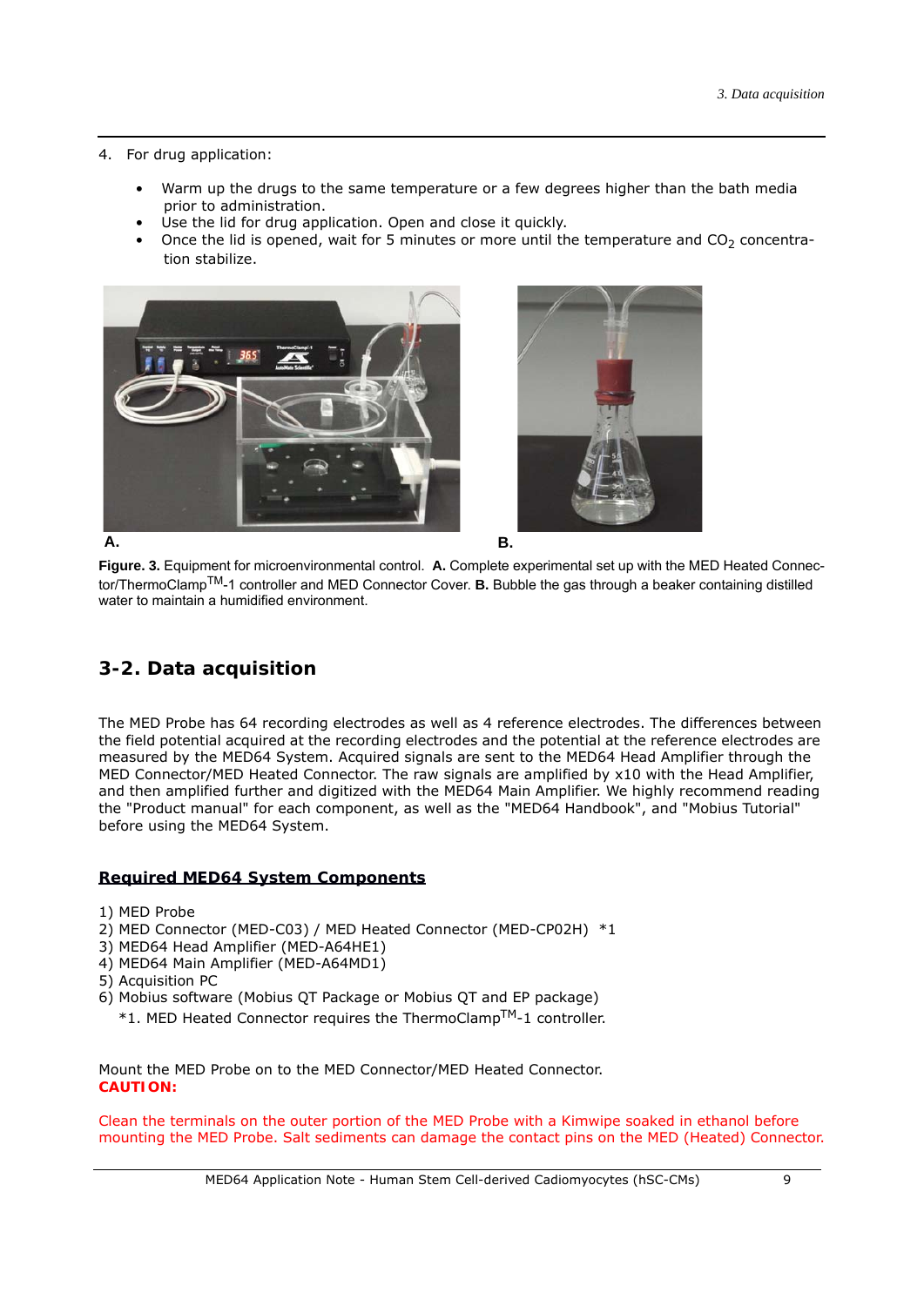4. For drug application:

- Warm up the drugs to the same temperature or a few degrees higher than the bath media prior to administration.
- Use the lid for drug application. Open and close it quickly.
- Once the lid is opened, wait for 5 minutes or more until the temperature and $CO_2$ concentration stabilize.

A.

B.

**Figure. 3.** Equipment for microenvironmental control. **A.** Complete experimental set up with the MED Heated Connector/ThermoClamp™-1 controller and MED Connector Cover. **B.** Bubble the gas through a beaker containing distilled water to maintain a humidified environment.

## 3-2. Data acquisition

The MED Probe has 64 recording electrodes as well as 4 reference electrodes. The differences between the field potential acquired at the recording electrodes and the potential at the reference electrodes are measured by the MED64 System. Acquired signals are sent to the MED64 Head Amplifier through the MED Connector/MED Heated Connector. The raw signals are amplified by x10 with the Head Amplifier, and then amplified further and digitized with the MED64 Main Amplifier. We highly recommend reading the "Product manual" for each component, as well as the "MED64 Handbook", and "Mobius Tutorial" before using the MED64 System.

### Required MED64 System Components

1) MED Probe
2) MED Connector (MED-C03) / MED Heated Connector (MED-CP02H) *1
3) MED64 Head Amplifier (MED-A64HE1)
4) MED64 Main Amplifier (MED-A64MD1)
5) Acquisition PC
6) Mobius software (Mobius QT Package or Mobius QT and EP package)

  *1. MED Heated Connector requires the ThermoClamp™-1 controller.

Mount the MED Probe on to the MED Connector/MED Heated Connector.

**CAUTION:**

Clean the terminals on the outer portion of the MED Probe with a Kimwipe soaked in ethanol before mounting the MED Probe. Salt sediments can damage the contact pins on the MED (Heated) Connector.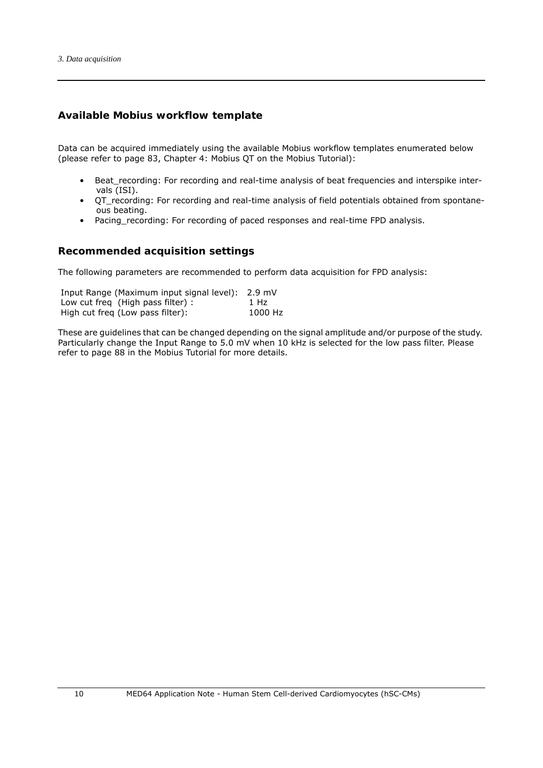## Available Mobius workflow template

Data can be acquired immediately using the available Mobius workflow templates enumerated below (please refer to page 83, Chapter 4: Mobius QT on the Mobius Tutorial):

- Beat_recording: For recording and real-time analysis of beat frequencies and interspike intervals (ISI).
- QT_recording: For recording and real-time analysis of field potentials obtained from spontaneous beating.
- Pacing_recording: For recording of paced responses and real-time FPD analysis.

## Recommended acquisition settings

The following parameters are recommended to perform data acquisition for FPD analysis:

| | |
|---|---|
| Input Range (Maximum input signal level): | 2.9 mV |
| Low cut freq (High pass filter) : | 1 Hz |
| High cut freq (Low pass filter): | 1000 Hz |

These are guidelines that can be changed depending on the signal amplitude and/or purpose of the study. Particularly change the Input Range to 5.0 mV when 10 kHz is selected for the low pass filter. Please refer to page 88 in the Mobius Tutorial for more details.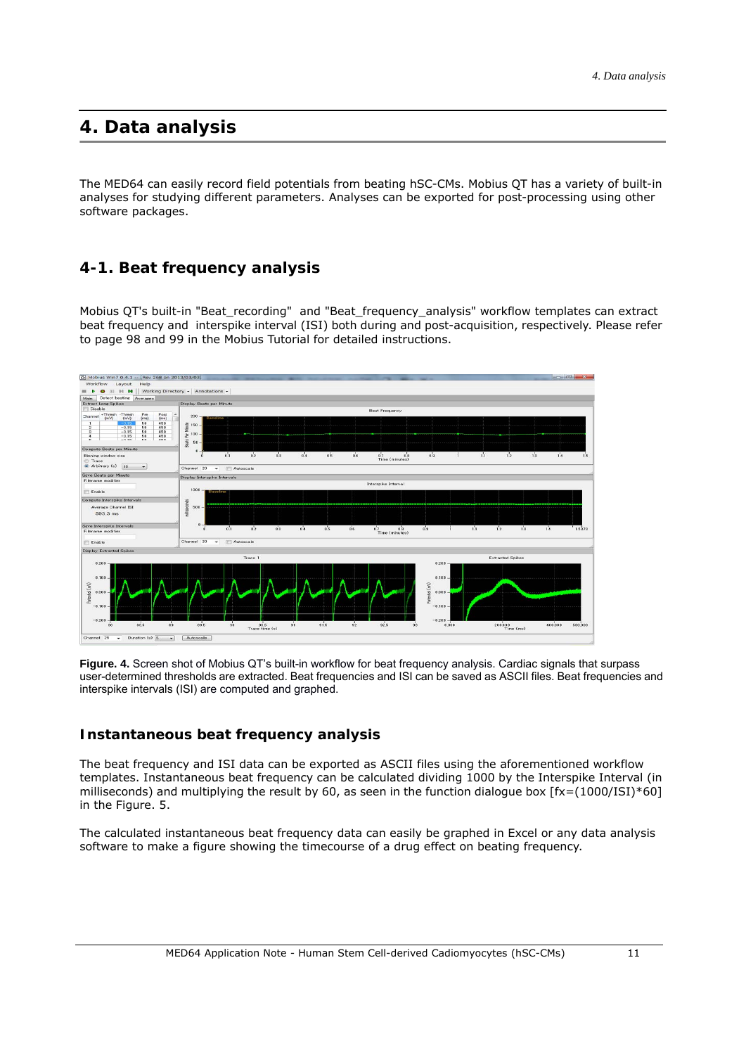# 4. Data analysis

The MED64 can easily record field potentials from beating hSC-CMs. Mobius QT has a variety of built-in analyses for studying different parameters. Analyses can be exported for post-processing using other software packages.

## 4-1. Beat frequency analysis

Mobius QT's built-in "Beat_recording" and "Beat_frequency_analysis" workflow templates can extract beat frequency and interspike interval (ISI) both during and post-acquisition, respectively. Please refer to page 98 and 99 in the Mobius Tutorial for detailed instructions.

**Figure. 4.** Screen shot of Mobius QT's built-in workflow for beat frequency analysis. Cardiac signals that surpass user-determined thresholds are extracted. Beat frequencies and ISI can be saved as ASCII files. Beat frequencies and interspike intervals (ISI) are computed and graphed.

### Instantaneous beat frequency analysis

The beat frequency and ISI data can be exported as ASCII files using the aforementioned workflow templates. Instantaneous beat frequency can be calculated dividing 1000 by the Interspike Interval (in milliseconds) and multiplying the result by 60, as seen in the function dialogue box [fx=(1000/ISI)*60] in the Figure. 5.

The calculated instantaneous beat frequency data can easily be graphed in Excel or any data analysis software to make a figure showing the timecourse of a drug effect on beating frequency.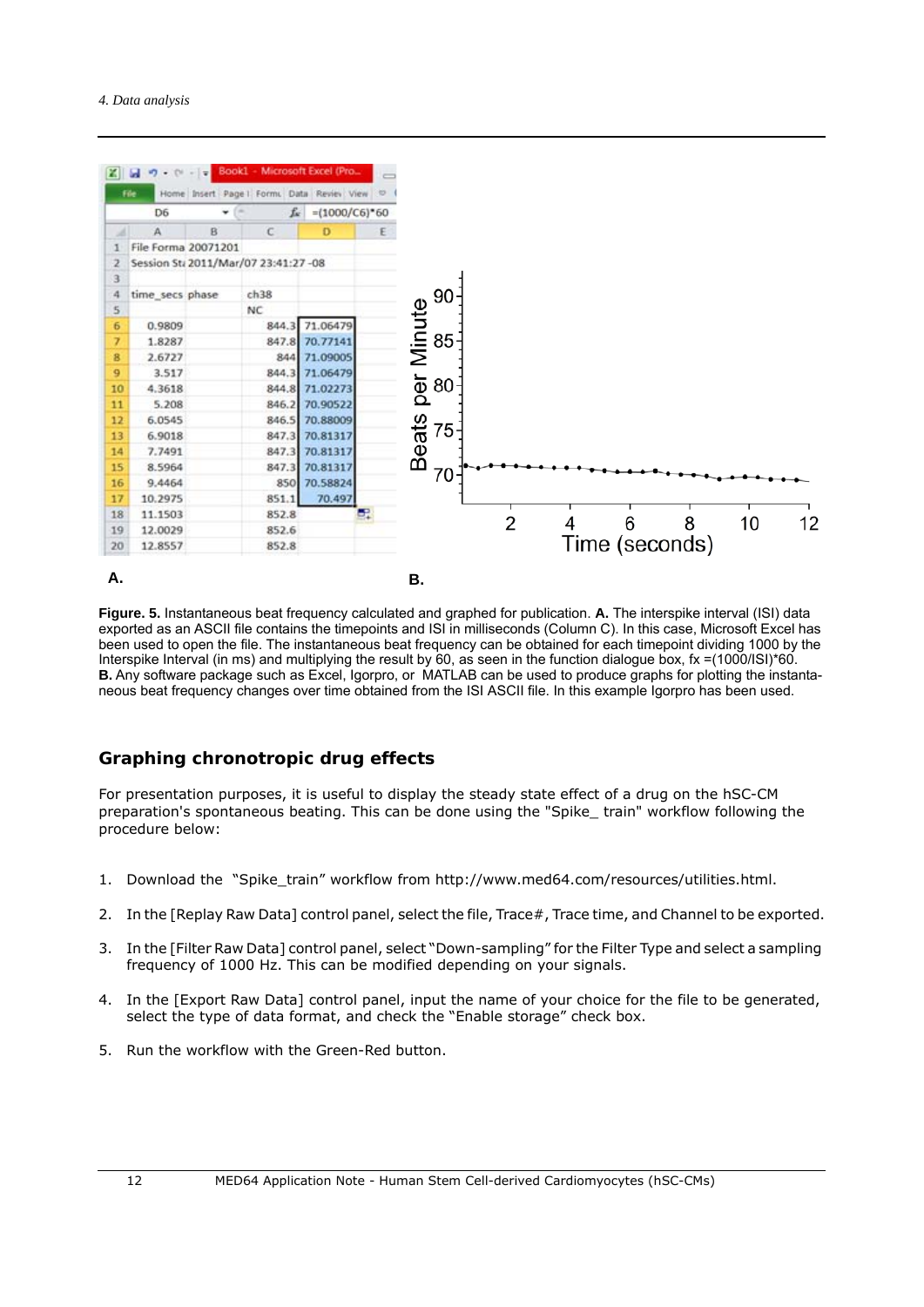|  | A | B | C | D | E |
|---|---|---|---|---|---|
| 1 | File Forma 20071201 |  |  |  |  |
| 2 | Session St: 2011/Mar/07 23:41:27 -08 |  |  |  |  |
| 3 |  |  |  |  |  |
| 4 | time_secs | phase | ch38 |  |  |
| 5 |  |  | NC |  |  |
| 6 | 0.9809 |  | 844.3 | 71.06479 |  |
| 7 | 1.8287 |  | 847.8 | 70.77141 |  |
| 8 | 2.6727 |  | 844 | 71.09005 |  |
| 9 | 3.517 |  | 844.3 | 71.06479 |  |
| 10 | 4.3618 |  | 844.8 | 71.02273 |  |
| 11 | 5.208 |  | 846.2 | 70.90522 |  |
| 12 | 6.0545 |  | 846.5 | 70.88009 |  |
| 13 | 6.9018 |  | 847.3 | 70.81317 |  |
| 14 | 7.7491 |  | 847.3 | 70.81317 |  |
| 15 | 8.5964 |  | 847.3 | 70.81317 |  |
| 16 | 9.4464 |  | 850 | 70.58824 |  |
| 17 | 10.2975 |  | 851.1 | 70.497 |  |
| 18 | 11.1503 |  | 852.8 |  |  |
| 19 | 12.0029 |  | 852.6 |  |  |
| 20 | 12.8557 |  | 852.8 |  |  |

D6 fx =(1000/C6)*60

A.

Beats per Minute
90
85
80
75
70
2 4 6 8 10 12
Time (seconds)

B.

**Figure. 5.** Instantaneous beat frequency calculated and graphed for publication. **A.** The interspike interval (ISI) data exported as an ASCII file contains the timepoints and ISI in milliseconds (Column C). In this case, Microsoft Excel has been used to open the file. The instantaneous beat frequency can be obtained for each timepoint dividing 1000 by the Interspike Interval (in ms) and multiplying the result by 60, as seen in the function dialogue box, fx =(1000/ISI)*60. **B.** Any software package such as Excel, Igorpro, or MATLAB can be used to produce graphs for plotting the instantaneous beat frequency changes over time obtained from the ISI ASCII file. In this example Igorpro has been used.

## Graphing chronotropic drug effects

For presentation purposes, it is useful to display the steady state effect of a drug on the hSC-CM preparation's spontaneous beating. This can be done using the "Spike_ train" workflow following the procedure below:

1. Download the "Spike_train" workflow from http://www.med64.com/resources/utilities.html.
2. In the [Replay Raw Data] control panel, select the file, Trace#, Trace time, and Channel to be exported.
3. In the [Filter Raw Data] control panel, select "Down-sampling" for the Filter Type and select a sampling frequency of 1000 Hz. This can be modified depending on your signals.
4. In the [Export Raw Data] control panel, input the name of your choice for the file to be generated, select the type of data format, and check the "Enable storage" check box.
5. Run the workflow with the Green-Red button.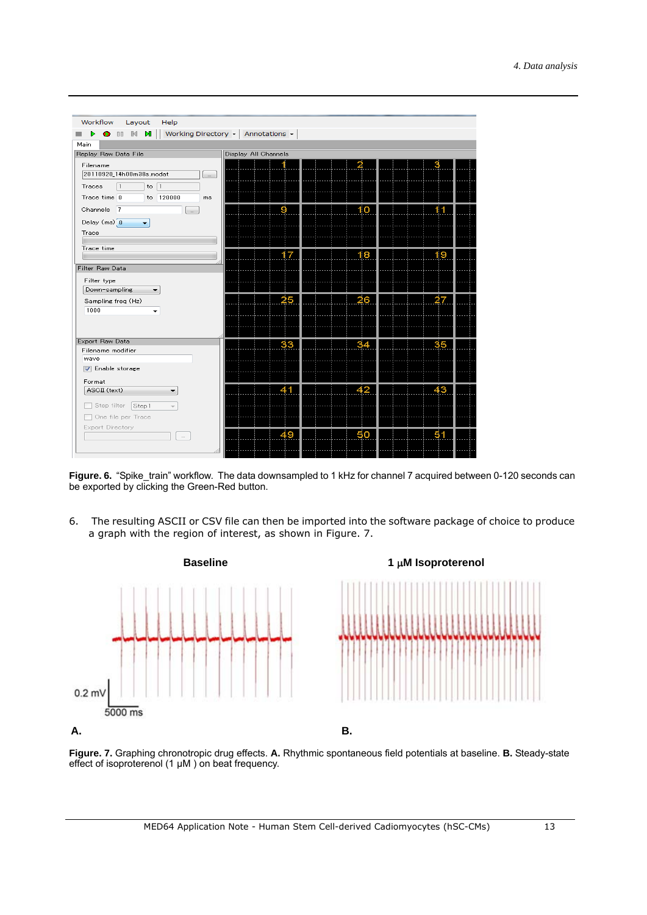**Figure. 6.** "Spike_train" workflow. The data downsampled to 1 kHz for channel 7 acquired between 0-120 seconds can be exported by clicking the Green-Red button.

6. The resulting ASCII or CSV file can then be imported into the software package of choice to produce a graph with the region of interest, as shown in Figure. 7.

Baseline

1 μM Isoproterenol

0.2 mV

5000 ms

A.

B.

**Figure. 7.** Graphing chronotropic drug effects. **A.** Rhythmic spontaneous field potentials at baseline. **B.** Steady-state effect of isoproterenol (1 μM ) on beat frequency.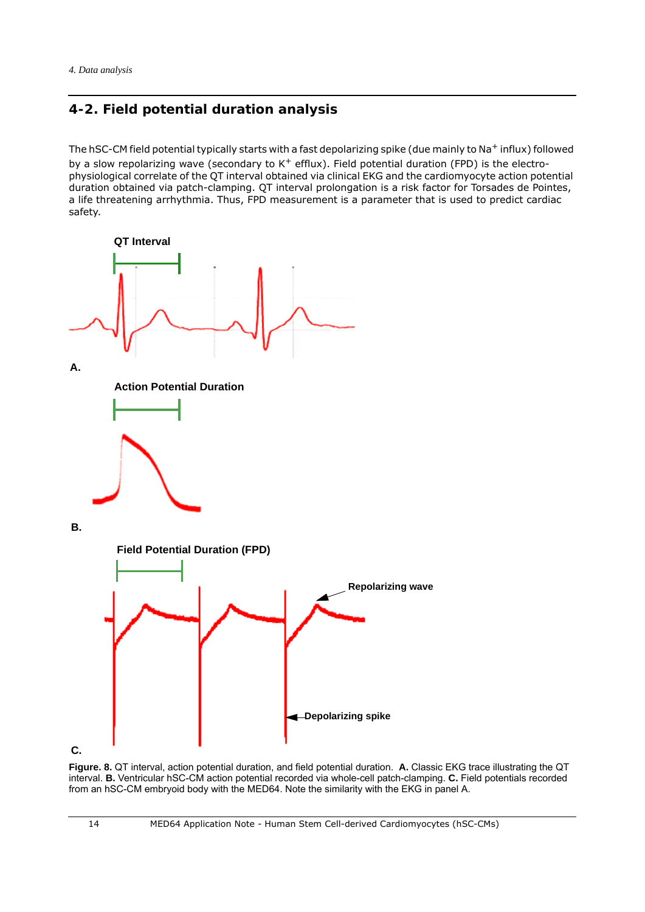## 4-2. Field potential duration analysis

The hSC-CM field potential typically starts with a fast depolarizing spike (due mainly to $Na^+$ influx) followed by a slow repolarizing wave (secondary to $K^+$ efflux). Field potential duration (FPD) is the electro-physiological correlate of the QT interval obtained via clinical EKG and the cardiomyocyte action potential duration obtained via patch-clamping. QT interval prolongation is a risk factor for Torsades de Pointes, a life threatening arrhythmia. Thus, FPD measurement is a parameter that is used to predict cardiac safety.

QT Interval

A.

Action Potential Duration

B.

Field Potential Duration (FPD)

Repolarizing wave

Depolarizing spike

C.

**Figure. 8.** QT interval, action potential duration, and field potential duration. **A.** Classic EKG trace illustrating the QT interval. **B.** Ventricular hSC-CM action potential recorded via whole-cell patch-clamping. **C.** Field potentials recorded from an hSC-CM embryoid body with the MED64. Note the similarity with the EKG in panel A.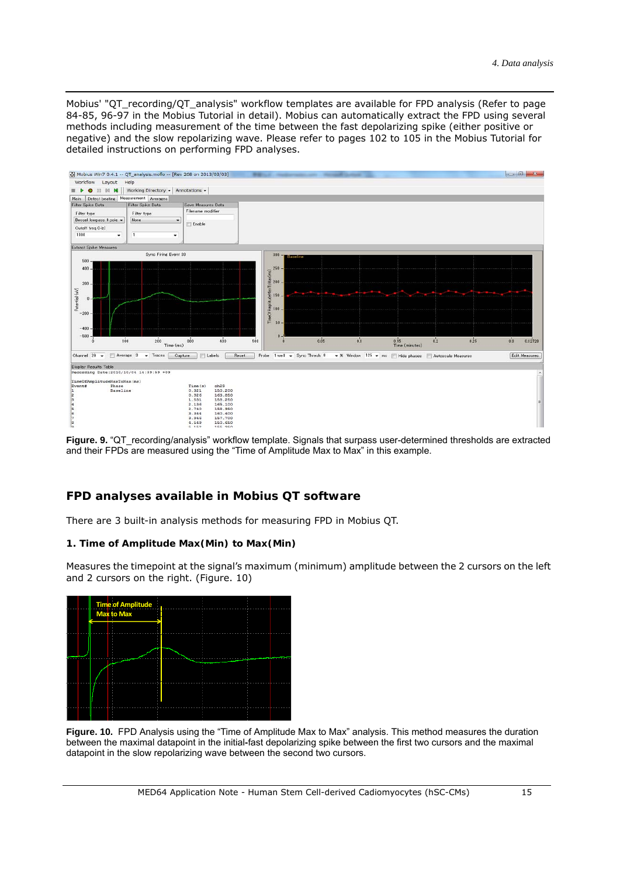Mobius' "QT_recording/QT_analysis" workflow templates are available for FPD analysis (Refer to page 84-85, 96-97 in the Mobius Tutorial in detail). Mobius can automatically extract the FPD using several methods including measurement of the time between the fast depolarizing spike (either positive or negative) and the slow repolarizing wave. Please refer to pages 102 to 105 in the Mobius Tutorial for detailed instructions on performing FPD analyses.

**Figure. 9.** "QT_recording/analysis" workflow template. Signals that surpass user-determined thresholds are extracted and their FPDs are measured using the "Time of Amplitude Max to Max" in this example.

## FPD analyses available in Mobius QT software

There are 3 built-in analysis methods for measuring FPD in Mobius QT.

### 1. Time of Amplitude Max(Min) to Max(Min)

Measures the timepoint at the signal's maximum (minimum) amplitude between the 2 cursors on the left and 2 cursors on the right. (Figure. 10)

**Figure. 10.** FPD Analysis using the "Time of Amplitude Max to Max" analysis. This method measures the duration between the maximal datapoint in the initial-fast depolarizing spike between the first two cursors and the maximal datapoint in the slow repolarizing wave between the second two cursors.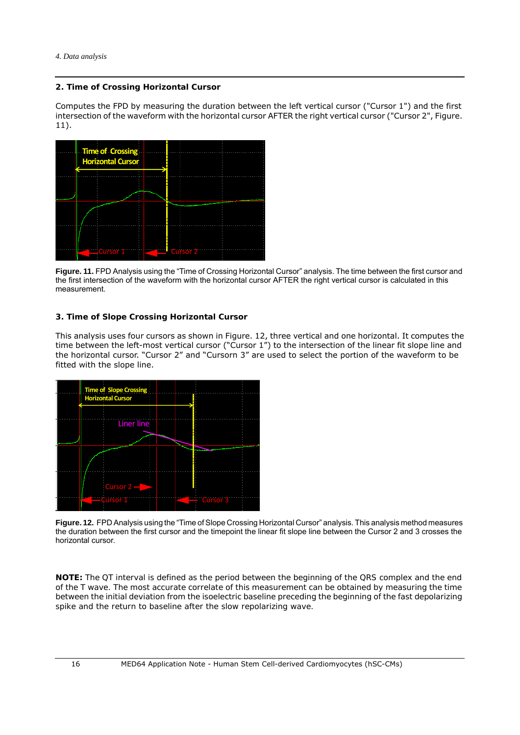## 2. Time of Crossing Horizontal Cursor

Computes the FPD by measuring the duration between the left vertical cursor ("Cursor 1") and the first intersection of the waveform with the horizontal cursor AFTER the right vertical cursor ("Cursor 2", Figure. 11).

Time of Crossing
Horizontal Cursor
Cursor 1
Cursor 2

**Figure. 11.** FPD Analysis using the “Time of Crossing Horizontal Cursor” analysis. The time between the first cursor and the first intersection of the waveform with the horizontal cursor AFTER the right vertical cursor is calculated in this measurement.

## 3. Time of Slope Crossing Horizontal Cursor

This analysis uses four cursors as shown in Figure. 12, three vertical and one horizontal. It computes the time between the left-most vertical cursor (“Cursor 1”) to the intersection of the linear fit slope line and the horizontal cursor. “Cursor 2” and “Cursorn 3” are used to select the portion of the waveform to be fitted with the slope line.

Time of Slope Crossing
Horizontal Cursor
Liner line
Cursor 2
Cursor 1
Cursor 3

**Figure. 12.** FPD Analysis using the “Time of Slope Crossing Horizontal Cursor” analysis. This analysis method measures the duration between the first cursor and the timepoint the linear fit slope line between the Cursor 2 and 3 crosses the horizontal cursor.

**NOTE:** The QT interval is defined as the period between the beginning of the QRS complex and the end of the T wave. The most accurate correlate of this measurement can be obtained by measuring the time between the initial deviation from the isoelectric baseline preceding the beginning of the fast depolarizing spike and the return to baseline after the slow repolarizing wave.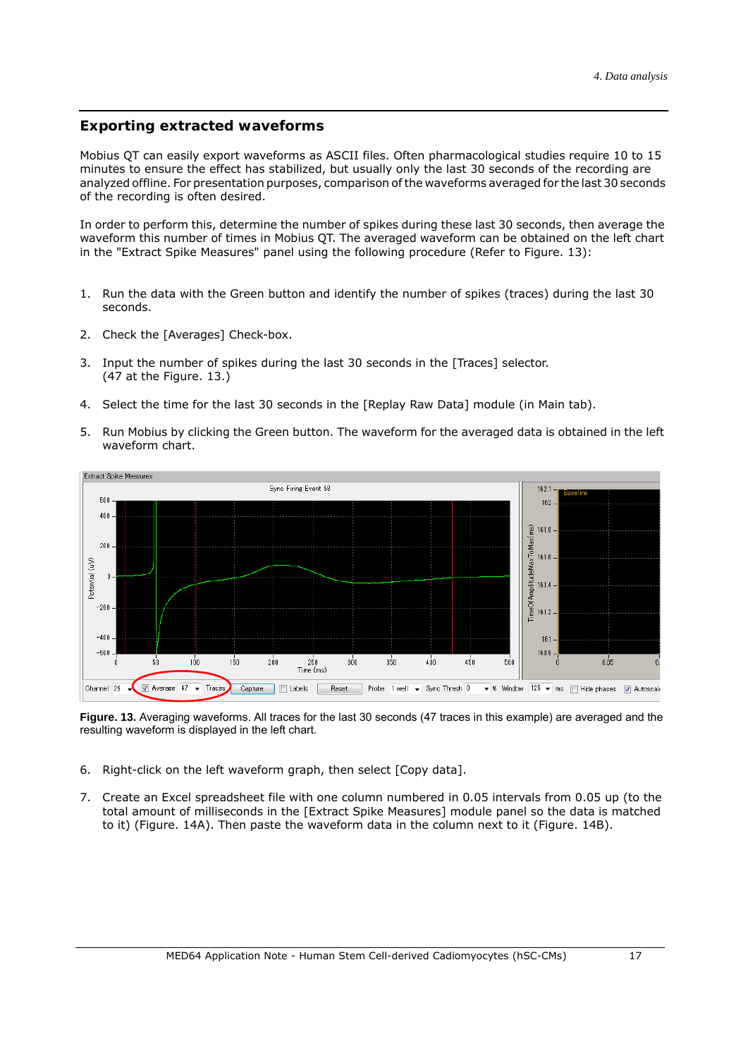## Exporting extracted waveforms

Mobius QT can easily export waveforms as ASCII files. Often pharmacological studies require 10 to 15 minutes to ensure the effect has stabilized, but usually only the last 30 seconds of the recording are analyzed offline. For presentation purposes, comparison of the waveforms averaged for the last 30 seconds of the recording is often desired.

In order to perform this, determine the number of spikes during these last 30 seconds, then average the waveform this number of times in Mobius QT. The averaged waveform can be obtained on the left chart in the "Extract Spike Measures" panel using the following procedure (Refer to Figure. 13):

1. Run the data with the Green button and identify the number of spikes (traces) during the last 30 seconds.
2. Check the [Averages] Check-box.
3. Input the number of spikes during the last 30 seconds in the [Traces] selector. (47 at the Figure. 13.)
4. Select the time for the last 30 seconds in the [Replay Raw Data] module (in Main tab).
5. Run Mobius by clicking the Green button. The waveform for the averaged data is obtained in the left waveform chart.

Extract Spike Measures

Sync Firing Event 58

Potential (uV)

500
400
200
0
-200
-400
-500

0 50 100 150 200 250 300 350 400 450 500

Time (ms)

TimeOfAmplitudeMaxToMax(ms)

Baseline

162.1
162
161.8
161.6
161.4
161.2
161
160.9

0 0.05

Channel 29 | Average 47 Traces | Capture | Labels | Reset | Probe 1 well | Sync Thresh 0 % | Window 125 ms | Hide phases | Autoscale

**Figure. 13.** Averaging waveforms. All traces for the last 30 seconds (47 traces in this example) are averaged and the resulting waveform is displayed in the left chart.

6. Right-click on the left waveform graph, then select [Copy data].
7. Create an Excel spreadsheet file with one column numbered in 0.05 intervals from 0.05 up (to the total amount of milliseconds in the [Extract Spike Measures] module panel so the data is matched to it) (Figure. 14A). Then paste the waveform data in the column next to it (Figure. 14B).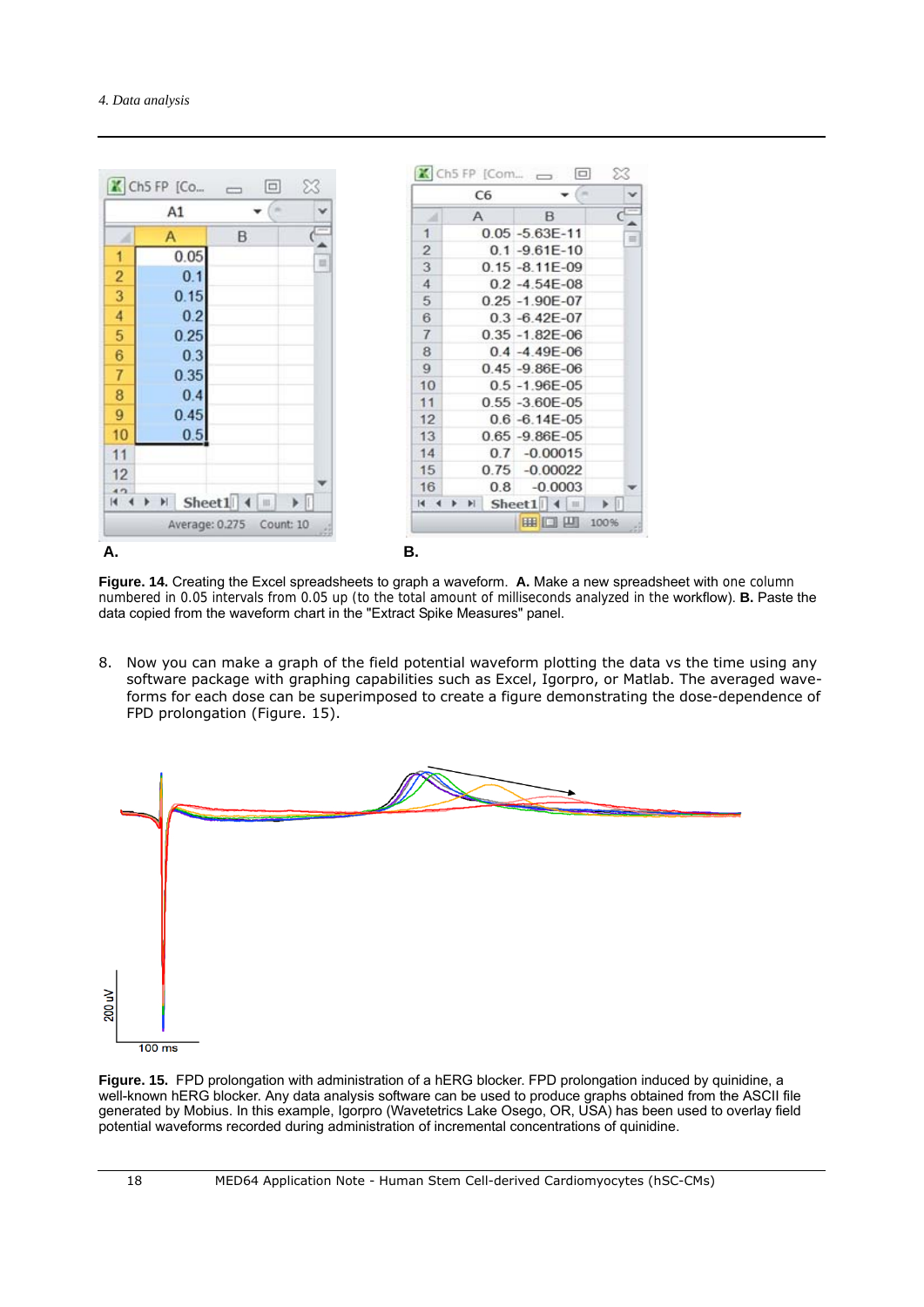**Figure. 14.** Creating the Excel spreadsheets to graph a waveform. **A.** Make a new spreadsheet with one column numbered in 0.05 intervals from 0.05 up (to the total amount of milliseconds analyzed in the workflow). **B.** Paste the data copied from the waveform chart in the "Extract Spike Measures" panel.

8. Now you can make a graph of the field potential waveform plotting the data vs the time using any software package with graphing capabilities such as Excel, Igorpro, or Matlab. The averaged waveforms for each dose can be superimposed to create a figure demonstrating the dose-dependence of FPD prolongation (Figure. 15).

200 uV

100 ms

**Figure. 15.** FPD prolongation with administration of a hERG blocker. FPD prolongation induced by quinidine, a well-known hERG blocker. Any data analysis software can be used to produce graphs obtained from the ASCII file generated by Mobius. In this example, Igorpro (Wavetetrics Lake Osego, OR, USA) has been used to overlay field potential waveforms recorded during administration of incremental concentrations of quinidine.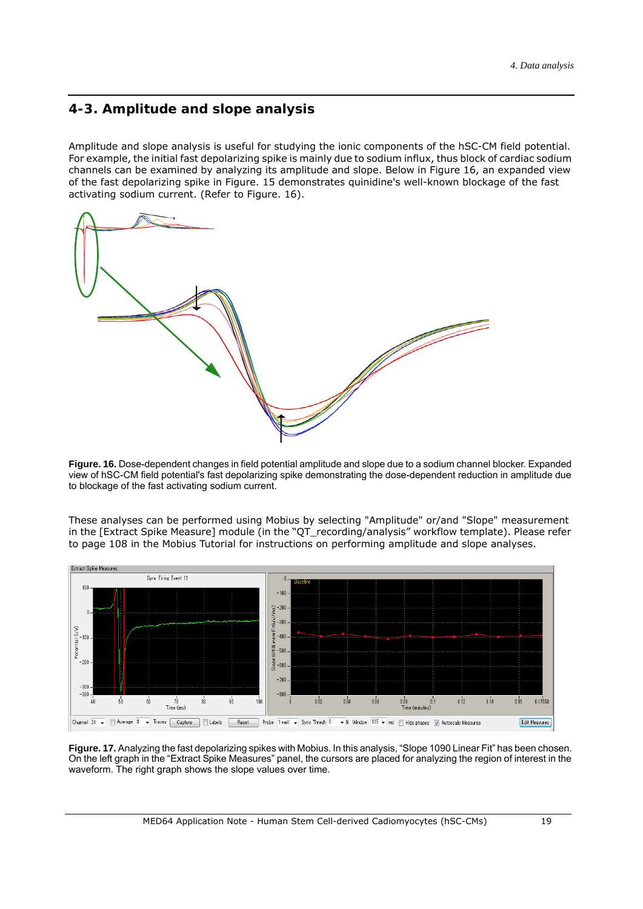## 4-3. Amplitude and slope analysis

Amplitude and slope analysis is useful for studying the ionic components of the hSC-CM field potential. For example, the initial fast depolarizing spike is mainly due to sodium influx, thus block of cardiac sodium channels can be examined by analyzing its amplitude and slope. Below in Figure 16, an expanded view of the fast depolarizing spike in Figure. 15 demonstrates quinidine's well-known blockage of the fast activating sodium current. (Refer to Figure. 16).

**Figure. 16.** Dose-dependent changes in field potential amplitude and slope due to a sodium channel blocker. Expanded view of hSC-CM field potential's fast depolarizing spike demonstrating the dose-dependent reduction in amplitude due to blockage of the fast activating sodium current.

These analyses can be performed using Mobius by selecting "Amplitude" or/and "Slope" measurement in the [Extract Spike Measure] module (in the "QT_recording/analysis" workflow template). Please refer to page 108 in the Mobius Tutorial for instructions on performing amplitude and slope analyses.

**Figure. 17.** Analyzing the fast depolarizing spikes with Mobius. In this analysis, "Slope 1090 Linear Fit" has been chosen. On the left graph in the "Extract Spike Measures" panel, the cursors are placed for analyzing the region of interest in the waveform. The right graph shows the slope values over time.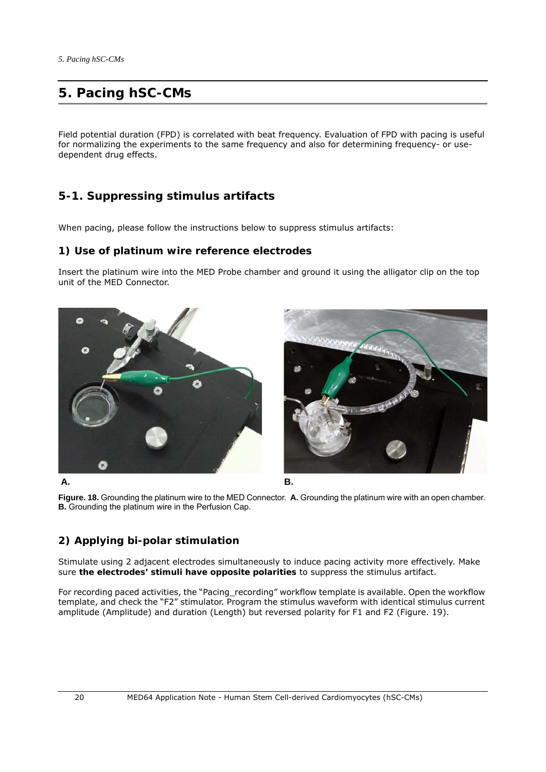# 5. Pacing hSC-CMs

Field potential duration (FPD) is correlated with beat frequency. Evaluation of FPD with pacing is useful for normalizing the experiments to the same frequency and also for determining frequency- or use-dependent drug effects.

## 5-1. Suppressing stimulus artifacts

When pacing, please follow the instructions below to suppress stimulus artifacts:

### 1) Use of platinum wire reference electrodes

Insert the platinum wire into the MED Probe chamber and ground it using the alligator clip on the top unit of the MED Connector.

**A.** **B.**

**Figure. 18.** Grounding the platinum wire to the MED Connector. **A.** Grounding the platinum wire with an open chamber. **B.** Grounding the platinum wire in the Perfusion Cap.

### 2) Applying bi-polar stimulation

Stimulate using 2 adjacent electrodes simultaneously to induce pacing activity more effectively. Make sure **the electrodes' stimuli have opposite polarities** to suppress the stimulus artifact.

For recording paced activities, the "Pacing_recording" workflow template is available. Open the workflow template, and check the "F2" stimulator. Program the stimulus waveform with identical stimulus current amplitude (Amplitude) and duration (Length) but reversed polarity for F1 and F2 (Figure. 19).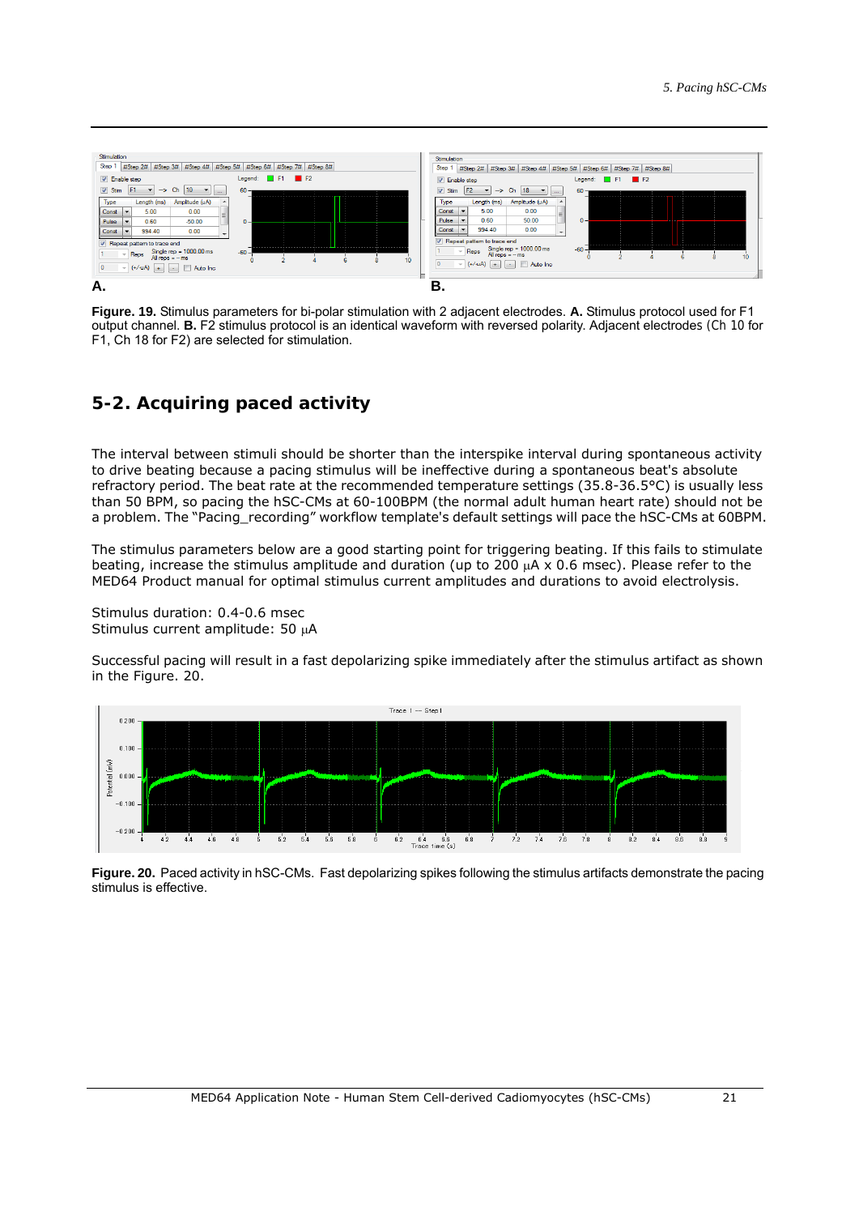Stimulation

Step 1 | #Step 2# | #Step 3# | #Step 4# | #Step 5# | #Step 6# | #Step 7# | #Step 8#

Enable step

Stim F1 -> Ch 10

Legend: F1 F2

| Type | Length (ms) | Amplitude (µA) |
| --- | --- | --- |
| Const | 5.00 | 0.00 |
| Pulse | 0.60 | -50.00 |
| Const | 994.40 | 0.00 |

Repeat pattern to trace end

Reps Single rep = 1000.00 ms All reps = -- ms

(+/-uA) Auto Inc

60 0 -60

0 2 4 6 8 10

**A.**

Stimulation

Step 1 | #Step 2# | #Step 3# | #Step 4# | #Step 5# | #Step 6# | #Step 7# | #Step 8#

Enable step

Stim F2 -> Ch 18

Legend: F1 F2

| Type | Length (ms) | Amplitude (µA) |
| --- | --- | --- |
| Const | 5.00 | 0.00 |
| Pulse | 0.60 | 50.00 |
| Const | 994.40 | 0.00 |

Repeat pattern to trace end

Reps Single rep = 1000.00 ms All reps = -- ms

(+/-uA) Auto Inc

60 0 -60

0 2 4 6 8 10

**B.**

**Figure. 19.** Stimulus parameters for bi-polar stimulation with 2 adjacent electrodes. **A.** Stimulus protocol used for F1 output channel. **B.** F2 stimulus protocol is an identical waveform with reversed polarity. Adjacent electrodes (Ch 10 for F1, Ch 18 for F2) are selected for stimulation.

## 5-2. Acquiring paced activity

The interval between stimuli should be shorter than the interspike interval during spontaneous activity to drive beating because a pacing stimulus will be ineffective during a spontaneous beat's absolute refractory period. The beat rate at the recommended temperature settings (35.8-36.5°C) is usually less than 50 BPM, so pacing the hSC-CMs at 60-100BPM (the normal adult human heart rate) should not be a problem. The "Pacing_recording" workflow template's default settings will pace the hSC-CMs at 60BPM.

The stimulus parameters below are a good starting point for triggering beating. If this fails to stimulate beating, increase the stimulus amplitude and duration (up to 200 µA x 0.6 msec). Please refer to the MED64 Product manual for optimal stimulus current amplitudes and durations to avoid electrolysis.

Stimulus duration: 0.4-0.6 msec
Stimulus current amplitude: 50 µA

Successful pacing will result in a fast depolarizing spike immediately after the stimulus artifact as shown in the Figure. 20.

Trace 1 -- Step 1

Potential (mV)

0.200 0.100 0.000 -0.100 -0.200

4 4.2 4.4 4.6 4.8 5 5.2 5.4 5.6 5.8 6 6.2 6.4 6.6 6.8 7 7.2 7.4 7.6 7.8 8 8.2 8.4 8.6 8.8 9

Trace time (s)

**Figure. 20.** Paced activity in hSC-CMs. Fast depolarizing spikes following the stimulus artifacts demonstrate the pacing stimulus is effective.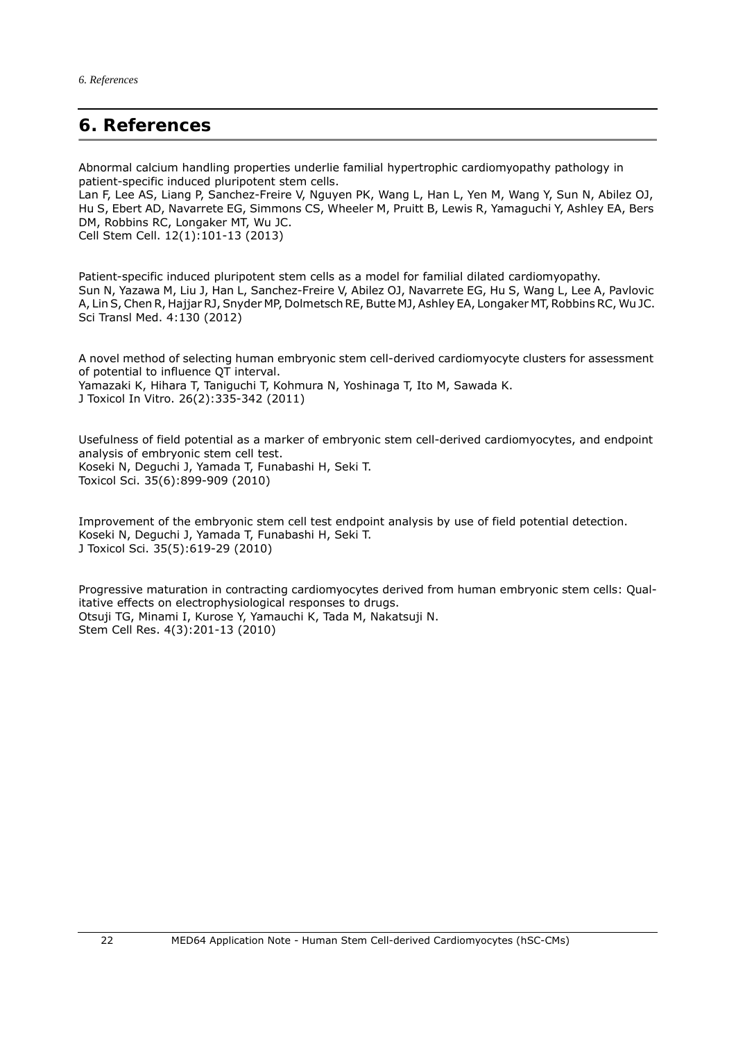# 6. References

Abnormal calcium handling properties underlie familial hypertrophic cardiomyopathy pathology in patient-specific induced pluripotent stem cells.
Lan F, Lee AS, Liang P, Sanchez-Freire V, Nguyen PK, Wang L, Han L, Yen M, Wang Y, Sun N, Abilez OJ, Hu S, Ebert AD, Navarrete EG, Simmons CS, Wheeler M, Pruitt B, Lewis R, Yamaguchi Y, Ashley EA, Bers DM, Robbins RC, Longaker MT, Wu JC.
Cell Stem Cell. 12(1):101-13 (2013)

Patient-specific induced pluripotent stem cells as a model for familial dilated cardiomyopathy.
Sun N, Yazawa M, Liu J, Han L, Sanchez-Freire V, Abilez OJ, Navarrete EG, Hu S, Wang L, Lee A, Pavlovic A, Lin S, Chen R, Hajjar RJ, Snyder MP, Dolmetsch RE, Butte MJ, Ashley EA, Longaker MT, Robbins RC, Wu JC.
Sci Transl Med. 4:130 (2012)

A novel method of selecting human embryonic stem cell-derived cardiomyocyte clusters for assessment of potential to influence QT interval.
Yamazaki K, Hihara T, Taniguchi T, Kohmura N, Yoshinaga T, Ito M, Sawada K.
J Toxicol In Vitro. 26(2):335-342 (2011)

Usefulness of field potential as a marker of embryonic stem cell-derived cardiomyocytes, and endpoint analysis of embryonic stem cell test.
Koseki N, Deguchi J, Yamada T, Funabashi H, Seki T.
Toxicol Sci. 35(6):899-909 (2010)

Improvement of the embryonic stem cell test endpoint analysis by use of field potential detection.
Koseki N, Deguchi J, Yamada T, Funabashi H, Seki T.
J Toxicol Sci. 35(5):619-29 (2010)

Progressive maturation in contracting cardiomyocytes derived from human embryonic stem cells: Qualitative effects on electrophysiological responses to drugs.
Otsuji TG, Minami I, Kurose Y, Yamauchi K, Tada M, Nakatsuji N.
Stem Cell Res. 4(3):201-13 (2010)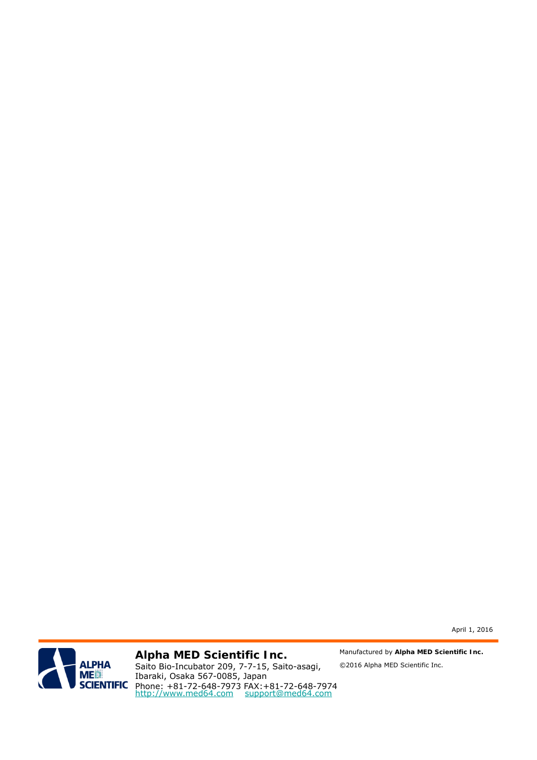April 1, 2016

**Alpha MED Scientific Inc.**
Saito Bio-Incubator 209, 7-7-15, Saito-asagi,
Ibaraki, Osaka 567-0085, Japan
Phone: +81-72-648-7973 FAX:+81-72-648-7974
http://www.med64.com support@med64.com

Manufactured by **Alpha MED Scientific Inc.**

©2016 Alpha MED Scientific Inc.